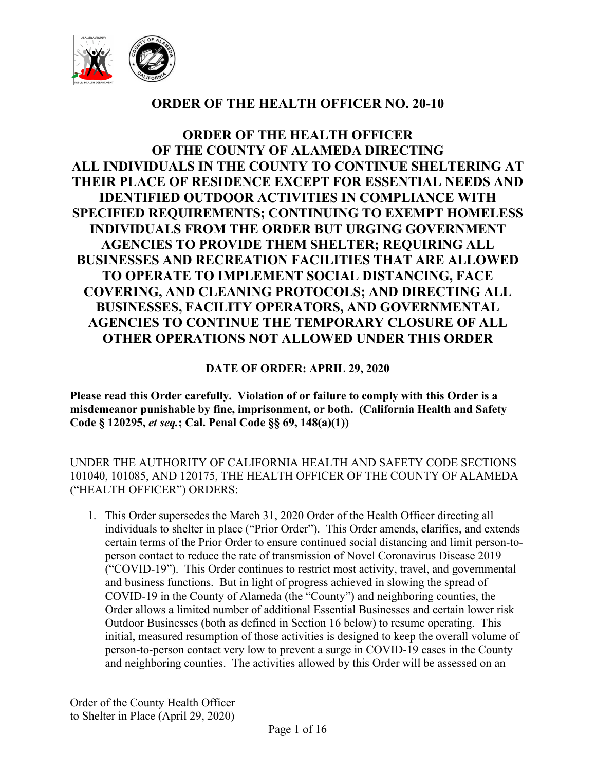# ORDER OF THE HEALTH OFFICER NO. 20-10

## ORDER OF THE HEALTH OFFICER OF THE COUNTY OF ALAMEDA DIRECTING ALL INDIVIDUALS IN THE COUNTY TO CONTINUE SHELTERING AT THEIR PLACE OF RESIDENCE EXCEPT FOR ESSENTIAL NEEDS AND IDENTIFIED OUTDOOR ACTIVITIES IN COMPLIANCE WITH SPECIFIED REQUIREMENTS; CONTINUING TO EXEMPT HOMELESS INDIVIDUALS FROM THE ORDER BUT URGING GOVERNMENT AGENCIES TO PROVIDE THEM SHELTER; REQUIRING ALL BUSINESSES AND RECREATION FACILITIES THAT ARE ALLOWED TO OPERATE TO IMPLEMENT SOCIAL DISTANCING, FACE COVERING, AND CLEANING PROTOCOLS; AND DIRECTING ALL BUSINESSES, FACILITY OPERATORS, AND GOVERNMENTAL AGENCIES TO CONTINUE THE TEMPORARY CLOSURE OF ALL OTHER OPERATIONS NOT ALLOWED UNDER THIS ORDER

**DATE OF ORDER: APRIL 29, 2020**

**Please read this Order carefully. Violation of or failure to comply with this Order is a misdemeanor punishable by fine, imprisonment, or both. (California Health and Safety Code § 120295, *et seq.*; Cal. Penal Code §§ 69, 148(a)(1))**

UNDER THE AUTHORITY OF CALIFORNIA HEALTH AND SAFETY CODE SECTIONS 101040, 101085, AND 120175, THE HEALTH OFFICER OF THE COUNTY OF ALAMEDA ("HEALTH OFFICER") ORDERS:

1. This Order supersedes the March 31, 2020 Order of the Health Officer directing all individuals to shelter in place ("Prior Order"). This Order amends, clarifies, and extends certain terms of the Prior Order to ensure continued social distancing and limit person-to-person contact to reduce the rate of transmission of Novel Coronavirus Disease 2019 ("COVID-19"). This Order continues to restrict most activity, travel, and governmental and business functions. But in light of progress achieved in slowing the spread of COVID-19 in the County of Alameda (the "County") and neighboring counties, the Order allows a limited number of additional Essential Businesses and certain lower risk Outdoor Businesses (both as defined in Section 16 below) to resume operating. This initial, measured resumption of those activities is designed to keep the overall volume of person-to-person contact very low to prevent a surge in COVID-19 cases in the County and neighboring counties. The activities allowed by this Order will be assessed on an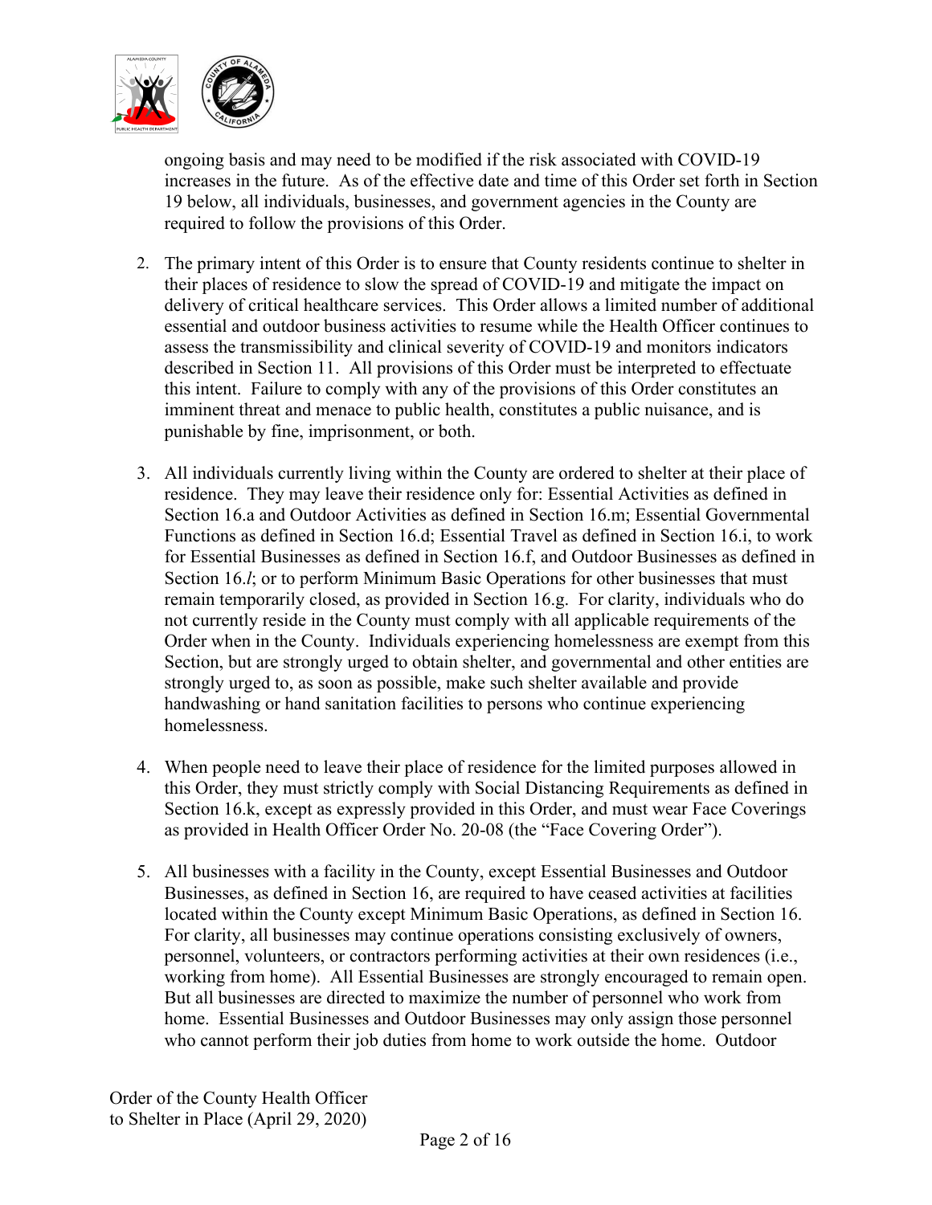ongoing basis and may need to be modified if the risk associated with COVID-19 increases in the future. As of the effective date and time of this Order set forth in Section 19 below, all individuals, businesses, and government agencies in the County are required to follow the provisions of this Order.

2. The primary intent of this Order is to ensure that County residents continue to shelter in their places of residence to slow the spread of COVID-19 and mitigate the impact on delivery of critical healthcare services. This Order allows a limited number of additional essential and outdoor business activities to resume while the Health Officer continues to assess the transmissibility and clinical severity of COVID-19 and monitors indicators described in Section 11. All provisions of this Order must be interpreted to effectuate this intent. Failure to comply with any of the provisions of this Order constitutes an imminent threat and menace to public health, constitutes a public nuisance, and is punishable by fine, imprisonment, or both.

3. All individuals currently living within the County are ordered to shelter at their place of residence. They may leave their residence only for: Essential Activities as defined in Section 16.a and Outdoor Activities as defined in Section 16.m; Essential Governmental Functions as defined in Section 16.d; Essential Travel as defined in Section 16.i, to work for Essential Businesses as defined in Section 16.f, and Outdoor Businesses as defined in Section 16.*l*; or to perform Minimum Basic Operations for other businesses that must remain temporarily closed, as provided in Section 16.g. For clarity, individuals who do not currently reside in the County must comply with all applicable requirements of the Order when in the County. Individuals experiencing homelessness are exempt from this Section, but are strongly urged to obtain shelter, and governmental and other entities are strongly urged to, as soon as possible, make such shelter available and provide handwashing or hand sanitation facilities to persons who continue experiencing homelessness.

4. When people need to leave their place of residence for the limited purposes allowed in this Order, they must strictly comply with Social Distancing Requirements as defined in Section 16.k, except as expressly provided in this Order, and must wear Face Coverings as provided in Health Officer Order No. 20-08 (the "Face Covering Order").

5. All businesses with a facility in the County, except Essential Businesses and Outdoor Businesses, as defined in Section 16, are required to have ceased activities at facilities located within the County except Minimum Basic Operations, as defined in Section 16. For clarity, all businesses may continue operations consisting exclusively of owners, personnel, volunteers, or contractors performing activities at their own residences (i.e., working from home). All Essential Businesses are strongly encouraged to remain open. But all businesses are directed to maximize the number of personnel who work from home. Essential Businesses and Outdoor Businesses may only assign those personnel who cannot perform their job duties from home to work outside the home. Outdoor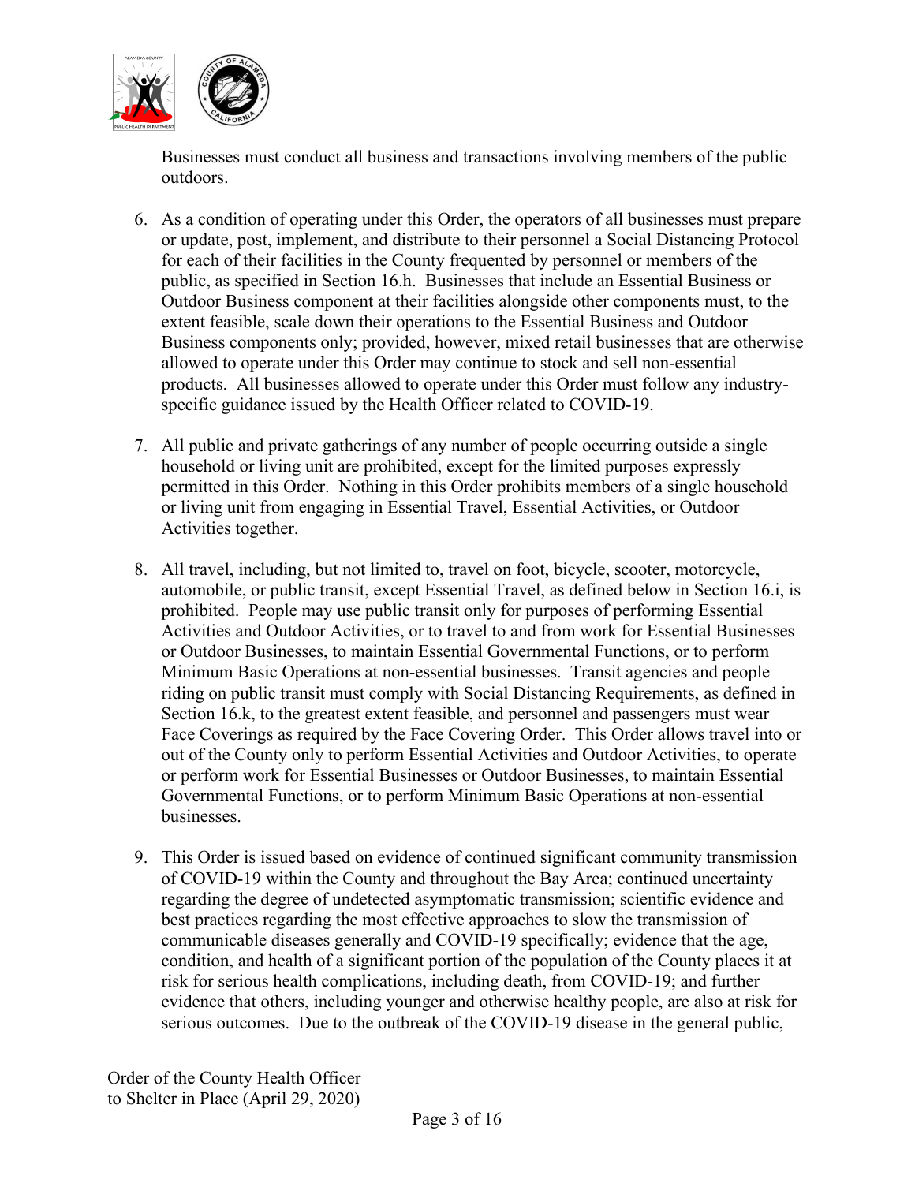Businesses must conduct all business and transactions involving members of the public outdoors.

6. As a condition of operating under this Order, the operators of all businesses must prepare or update, post, implement, and distribute to their personnel a Social Distancing Protocol for each of their facilities in the County frequented by personnel or members of the public, as specified in Section 16.h. Businesses that include an Essential Business or Outdoor Business component at their facilities alongside other components must, to the extent feasible, scale down their operations to the Essential Business and Outdoor Business components only; provided, however, mixed retail businesses that are otherwise allowed to operate under this Order may continue to stock and sell non-essential products. All businesses allowed to operate under this Order must follow any industry-specific guidance issued by the Health Officer related to COVID-19.

7. All public and private gatherings of any number of people occurring outside a single household or living unit are prohibited, except for the limited purposes expressly permitted in this Order. Nothing in this Order prohibits members of a single household or living unit from engaging in Essential Travel, Essential Activities, or Outdoor Activities together.

8. All travel, including, but not limited to, travel on foot, bicycle, scooter, motorcycle, automobile, or public transit, except Essential Travel, as defined below in Section 16.i, is prohibited. People may use public transit only for purposes of performing Essential Activities and Outdoor Activities, or to travel to and from work for Essential Businesses or Outdoor Businesses, to maintain Essential Governmental Functions, or to perform Minimum Basic Operations at non-essential businesses. Transit agencies and people riding on public transit must comply with Social Distancing Requirements, as defined in Section 16.k, to the greatest extent feasible, and personnel and passengers must wear Face Coverings as required by the Face Covering Order. This Order allows travel into or out of the County only to perform Essential Activities and Outdoor Activities, to operate or perform work for Essential Businesses or Outdoor Businesses, to maintain Essential Governmental Functions, or to perform Minimum Basic Operations at non-essential businesses.

9. This Order is issued based on evidence of continued significant community transmission of COVID-19 within the County and throughout the Bay Area; continued uncertainty regarding the degree of undetected asymptomatic transmission; scientific evidence and best practices regarding the most effective approaches to slow the transmission of communicable diseases generally and COVID-19 specifically; evidence that the age, condition, and health of a significant portion of the population of the County places it at risk for serious health complications, including death, from COVID-19; and further evidence that others, including younger and otherwise healthy people, are also at risk for serious outcomes. Due to the outbreak of the COVID-19 disease in the general public,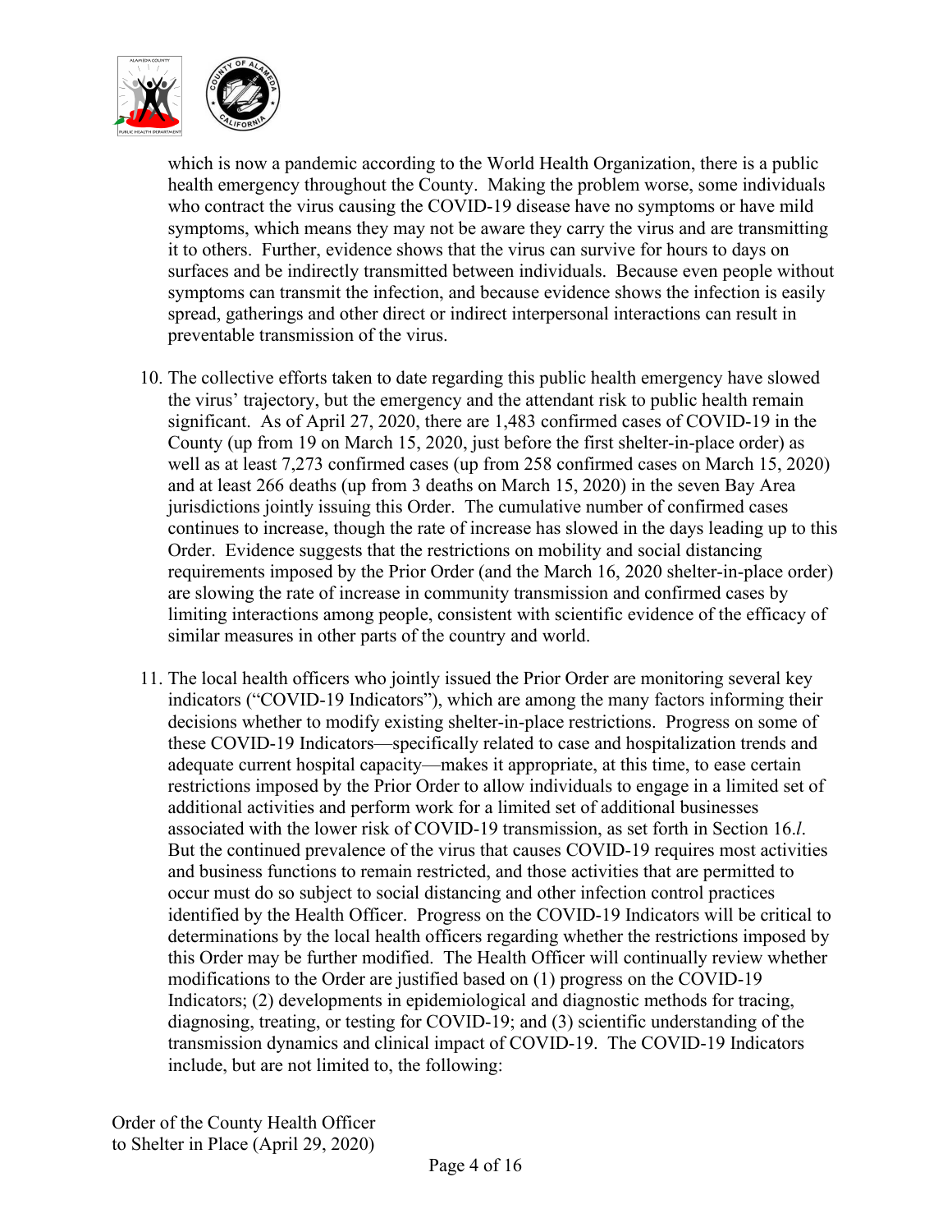which is now a pandemic according to the World Health Organization, there is a public health emergency throughout the County. Making the problem worse, some individuals who contract the virus causing the COVID-19 disease have no symptoms or have mild symptoms, which means they may not be aware they carry the virus and are transmitting it to others. Further, evidence shows that the virus can survive for hours to days on surfaces and be indirectly transmitted between individuals. Because even people without symptoms can transmit the infection, and because evidence shows the infection is easily spread, gatherings and other direct or indirect interpersonal interactions can result in preventable transmission of the virus.

10. The collective efforts taken to date regarding this public health emergency have slowed the virus' trajectory, but the emergency and the attendant risk to public health remain significant. As of April 27, 2020, there are 1,483 confirmed cases of COVID-19 in the County (up from 19 on March 15, 2020, just before the first shelter-in-place order) as well as at least 7,273 confirmed cases (up from 258 confirmed cases on March 15, 2020) and at least 266 deaths (up from 3 deaths on March 15, 2020) in the seven Bay Area jurisdictions jointly issuing this Order. The cumulative number of confirmed cases continues to increase, though the rate of increase has slowed in the days leading up to this Order. Evidence suggests that the restrictions on mobility and social distancing requirements imposed by the Prior Order (and the March 16, 2020 shelter-in-place order) are slowing the rate of increase in community transmission and confirmed cases by limiting interactions among people, consistent with scientific evidence of the efficacy of similar measures in other parts of the country and world.

11. The local health officers who jointly issued the Prior Order are monitoring several key indicators ("COVID-19 Indicators"), which are among the many factors informing their decisions whether to modify existing shelter-in-place restrictions. Progress on some of these COVID-19 Indicators—specifically related to case and hospitalization trends and adequate current hospital capacity—makes it appropriate, at this time, to ease certain restrictions imposed by the Prior Order to allow individuals to engage in a limited set of additional activities and perform work for a limited set of additional businesses associated with the lower risk of COVID-19 transmission, as set forth in Section 16.*l*. But the continued prevalence of the virus that causes COVID-19 requires most activities and business functions to remain restricted, and those activities that are permitted to occur must do so subject to social distancing and other infection control practices identified by the Health Officer. Progress on the COVID-19 Indicators will be critical to determinations by the local health officers regarding whether the restrictions imposed by this Order may be further modified. The Health Officer will continually review whether modifications to the Order are justified based on (1) progress on the COVID-19 Indicators; (2) developments in epidemiological and diagnostic methods for tracing, diagnosing, treating, or testing for COVID-19; and (3) scientific understanding of the transmission dynamics and clinical impact of COVID-19. The COVID-19 Indicators include, but are not limited to, the following: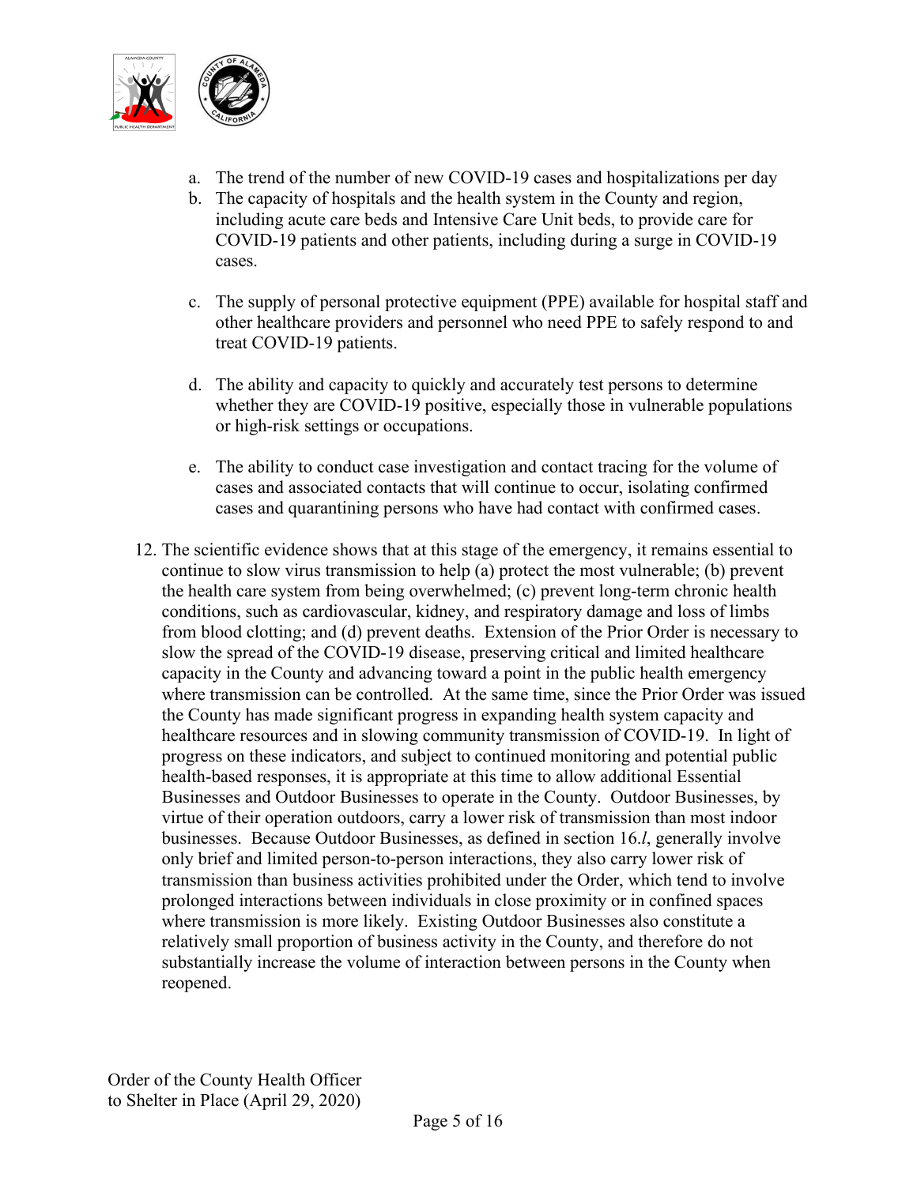a. The trend of the number of new COVID-19 cases and hospitalizations per day
b. The capacity of hospitals and the health system in the County and region, including acute care beds and Intensive Care Unit beds, to provide care for COVID-19 patients and other patients, including during a surge in COVID-19 cases.
c. The supply of personal protective equipment (PPE) available for hospital staff and other healthcare providers and personnel who need PPE to safely respond to and treat COVID-19 patients.
d. The ability and capacity to quickly and accurately test persons to determine whether they are COVID-19 positive, especially those in vulnerable populations or high-risk settings or occupations.
e. The ability to conduct case investigation and contact tracing for the volume of cases and associated contacts that will continue to occur, isolating confirmed cases and quarantining persons who have had contact with confirmed cases.

12. The scientific evidence shows that at this stage of the emergency, it remains essential to continue to slow virus transmission to help (a) protect the most vulnerable; (b) prevent the health care system from being overwhelmed; (c) prevent long-term chronic health conditions, such as cardiovascular, kidney, and respiratory damage and loss of limbs from blood clotting; and (d) prevent deaths. Extension of the Prior Order is necessary to slow the spread of the COVID-19 disease, preserving critical and limited healthcare capacity in the County and advancing toward a point in the public health emergency where transmission can be controlled. At the same time, since the Prior Order was issued the County has made significant progress in expanding health system capacity and healthcare resources and in slowing community transmission of COVID-19. In light of progress on these indicators, and subject to continued monitoring and potential public health-based responses, it is appropriate at this time to allow additional Essential Businesses and Outdoor Businesses to operate in the County. Outdoor Businesses, by virtue of their operation outdoors, carry a lower risk of transmission than most indoor businesses. Because Outdoor Businesses, as defined in section 16.*l*, generally involve only brief and limited person-to-person interactions, they also carry lower risk of transmission than business activities prohibited under the Order, which tend to involve prolonged interactions between individuals in close proximity or in confined spaces where transmission is more likely. Existing Outdoor Businesses also constitute a relatively small proportion of business activity in the County, and therefore do not substantially increase the volume of interaction between persons in the County when reopened.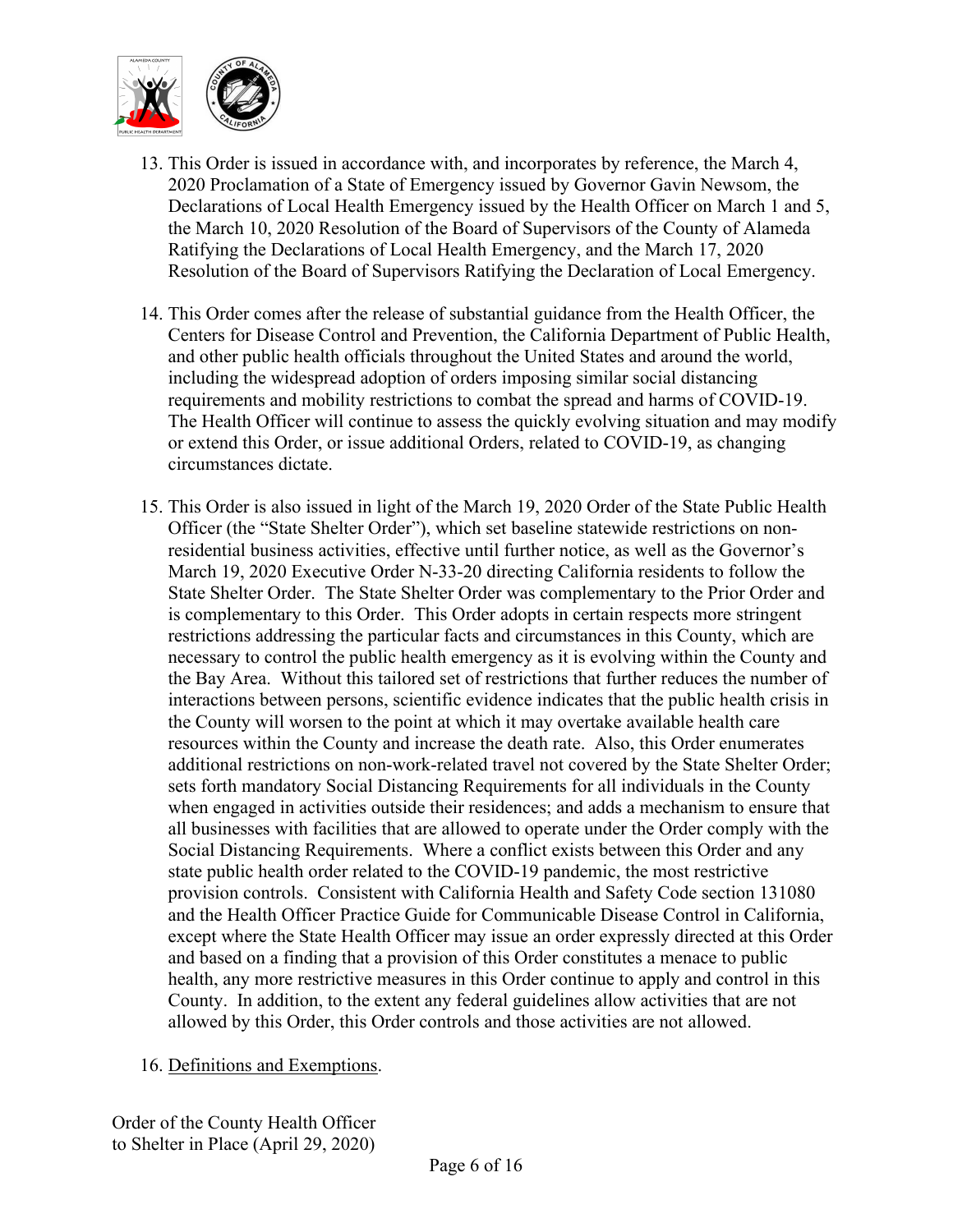13. This Order is issued in accordance with, and incorporates by reference, the March 4, 2020 Proclamation of a State of Emergency issued by Governor Gavin Newsom, the Declarations of Local Health Emergency issued by the Health Officer on March 1 and 5, the March 10, 2020 Resolution of the Board of Supervisors of the County of Alameda Ratifying the Declarations of Local Health Emergency, and the March 17, 2020 Resolution of the Board of Supervisors Ratifying the Declaration of Local Emergency.

14. This Order comes after the release of substantial guidance from the Health Officer, the Centers for Disease Control and Prevention, the California Department of Public Health, and other public health officials throughout the United States and around the world, including the widespread adoption of orders imposing similar social distancing requirements and mobility restrictions to combat the spread and harms of COVID-19. The Health Officer will continue to assess the quickly evolving situation and may modify or extend this Order, or issue additional Orders, related to COVID-19, as changing circumstances dictate.

15. This Order is also issued in light of the March 19, 2020 Order of the State Public Health Officer (the "State Shelter Order"), which set baseline statewide restrictions on non-residential business activities, effective until further notice, as well as the Governor's March 19, 2020 Executive Order N-33-20 directing California residents to follow the State Shelter Order. The State Shelter Order was complementary to the Prior Order and is complementary to this Order. This Order adopts in certain respects more stringent restrictions addressing the particular facts and circumstances in this County, which are necessary to control the public health emergency as it is evolving within the County and the Bay Area. Without this tailored set of restrictions that further reduces the number of interactions between persons, scientific evidence indicates that the public health crisis in the County will worsen to the point at which it may overtake available health care resources within the County and increase the death rate. Also, this Order enumerates additional restrictions on non-work-related travel not covered by the State Shelter Order; sets forth mandatory Social Distancing Requirements for all individuals in the County when engaged in activities outside their residences; and adds a mechanism to ensure that all businesses with facilities that are allowed to operate under the Order comply with the Social Distancing Requirements. Where a conflict exists between this Order and any state public health order related to the COVID-19 pandemic, the most restrictive provision controls. Consistent with California Health and Safety Code section 131080 and the Health Officer Practice Guide for Communicable Disease Control in California, except where the State Health Officer may issue an order expressly directed at this Order and based on a finding that a provision of this Order constitutes a menace to public health, any more restrictive measures in this Order continue to apply and control in this County. In addition, to the extent any federal guidelines allow activities that are not allowed by this Order, this Order controls and those activities are not allowed.

16. Definitions and Exemptions.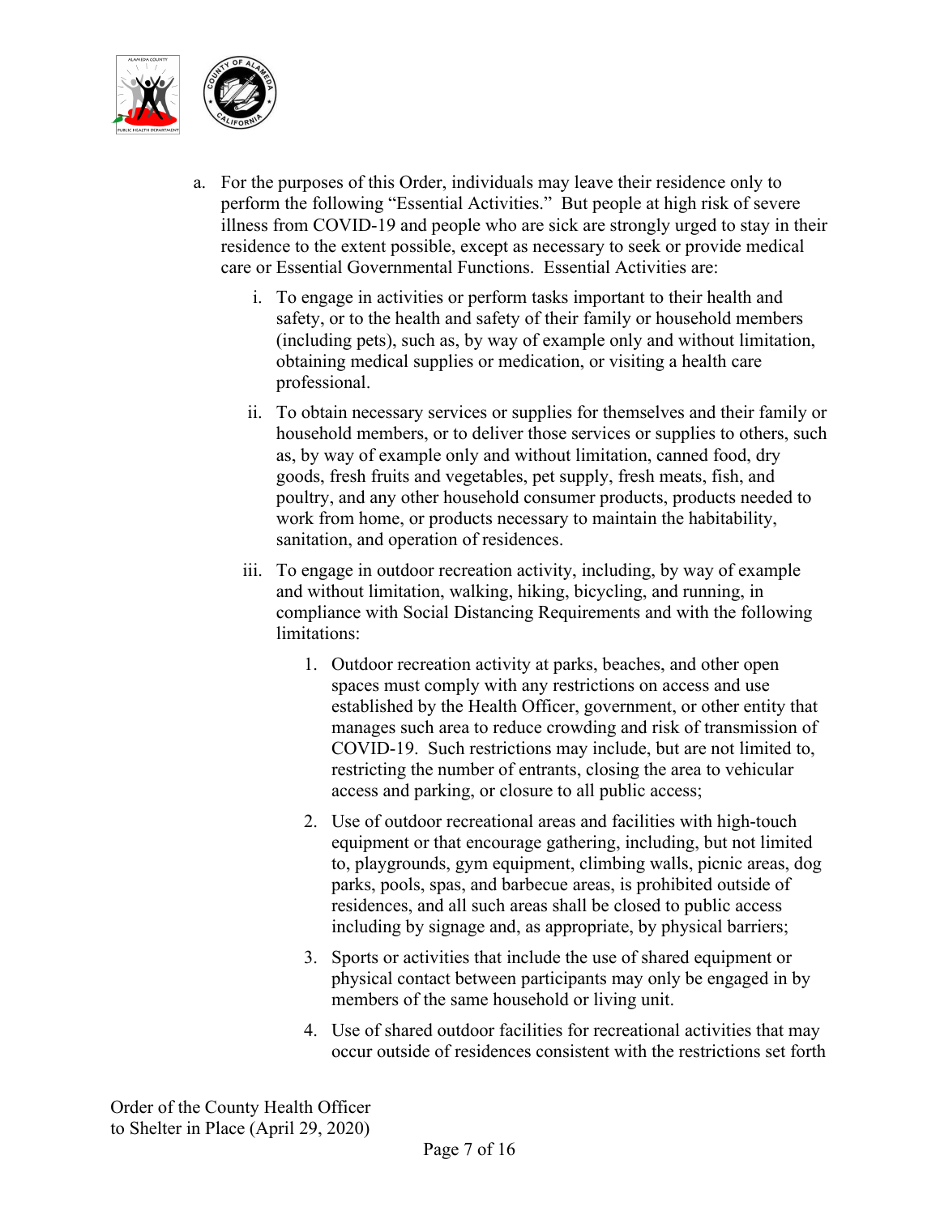a. For the purposes of this Order, individuals may leave their residence only to perform the following "Essential Activities." But people at high risk of severe illness from COVID-19 and people who are sick are strongly urged to stay in their residence to the extent possible, except as necessary to seek or provide medical care or Essential Governmental Functions. Essential Activities are:

   i. To engage in activities or perform tasks important to their health and safety, or to the health and safety of their family or household members (including pets), such as, by way of example only and without limitation, obtaining medical supplies or medication, or visiting a health care professional.

   ii. To obtain necessary services or supplies for themselves and their family or household members, or to deliver those services or supplies to others, such as, by way of example only and without limitation, canned food, dry goods, fresh fruits and vegetables, pet supply, fresh meats, fish, and poultry, and any other household consumer products, products needed to work from home, or products necessary to maintain the habitability, sanitation, and operation of residences.

   iii. To engage in outdoor recreation activity, including, by way of example and without limitation, walking, hiking, bicycling, and running, in compliance with Social Distancing Requirements and with the following limitations:

      1. Outdoor recreation activity at parks, beaches, and other open spaces must comply with any restrictions on access and use established by the Health Officer, government, or other entity that manages such area to reduce crowding and risk of transmission of COVID-19. Such restrictions may include, but are not limited to, restricting the number of entrants, closing the area to vehicular access and parking, or closure to all public access;

      2. Use of outdoor recreational areas and facilities with high-touch equipment or that encourage gathering, including, but not limited to, playgrounds, gym equipment, climbing walls, picnic areas, dog parks, pools, spas, and barbecue areas, is prohibited outside of residences, and all such areas shall be closed to public access including by signage and, as appropriate, by physical barriers;

      3. Sports or activities that include the use of shared equipment or physical contact between participants may only be engaged in by members of the same household or living unit.

      4. Use of shared outdoor facilities for recreational activities that may occur outside of residences consistent with the restrictions set forth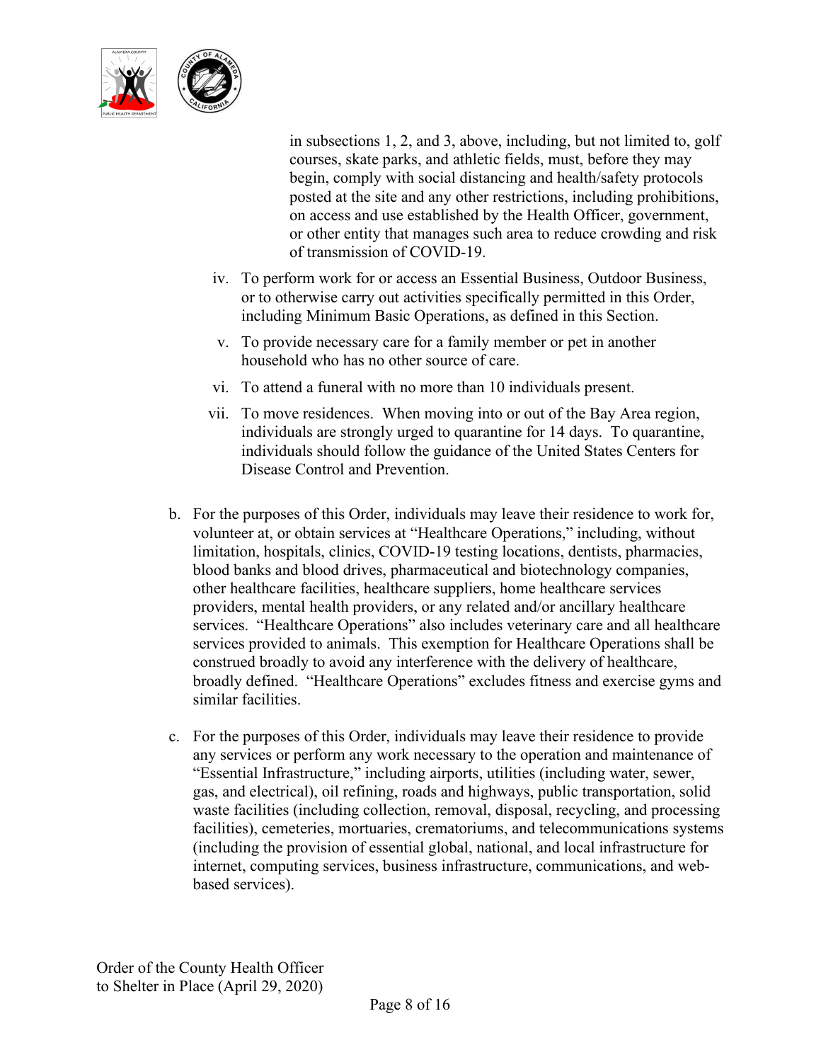in subsections 1, 2, and 3, above, including, but not limited to, golf courses, skate parks, and athletic fields, must, before they may begin, comply with social distancing and health/safety protocols posted at the site and any other restrictions, including prohibitions, on access and use established by the Health Officer, government, or other entity that manages such area to reduce crowding and risk of transmission of COVID-19.

iv. To perform work for or access an Essential Business, Outdoor Business, or to otherwise carry out activities specifically permitted in this Order, including Minimum Basic Operations, as defined in this Section.

v. To provide necessary care for a family member or pet in another household who has no other source of care.

vi. To attend a funeral with no more than 10 individuals present.

vii. To move residences. When moving into or out of the Bay Area region, individuals are strongly urged to quarantine for 14 days. To quarantine, individuals should follow the guidance of the United States Centers for Disease Control and Prevention.

b. For the purposes of this Order, individuals may leave their residence to work for, volunteer at, or obtain services at "Healthcare Operations," including, without limitation, hospitals, clinics, COVID-19 testing locations, dentists, pharmacies, blood banks and blood drives, pharmaceutical and biotechnology companies, other healthcare facilities, healthcare suppliers, home healthcare services providers, mental health providers, or any related and/or ancillary healthcare services. "Healthcare Operations" also includes veterinary care and all healthcare services provided to animals. This exemption for Healthcare Operations shall be construed broadly to avoid any interference with the delivery of healthcare, broadly defined. "Healthcare Operations" excludes fitness and exercise gyms and similar facilities.

c. For the purposes of this Order, individuals may leave their residence to provide any services or perform any work necessary to the operation and maintenance of "Essential Infrastructure," including airports, utilities (including water, sewer, gas, and electrical), oil refining, roads and highways, public transportation, solid waste facilities (including collection, removal, disposal, recycling, and processing facilities), cemeteries, mortuaries, crematoriums, and telecommunications systems (including the provision of essential global, national, and local infrastructure for internet, computing services, business infrastructure, communications, and web-based services).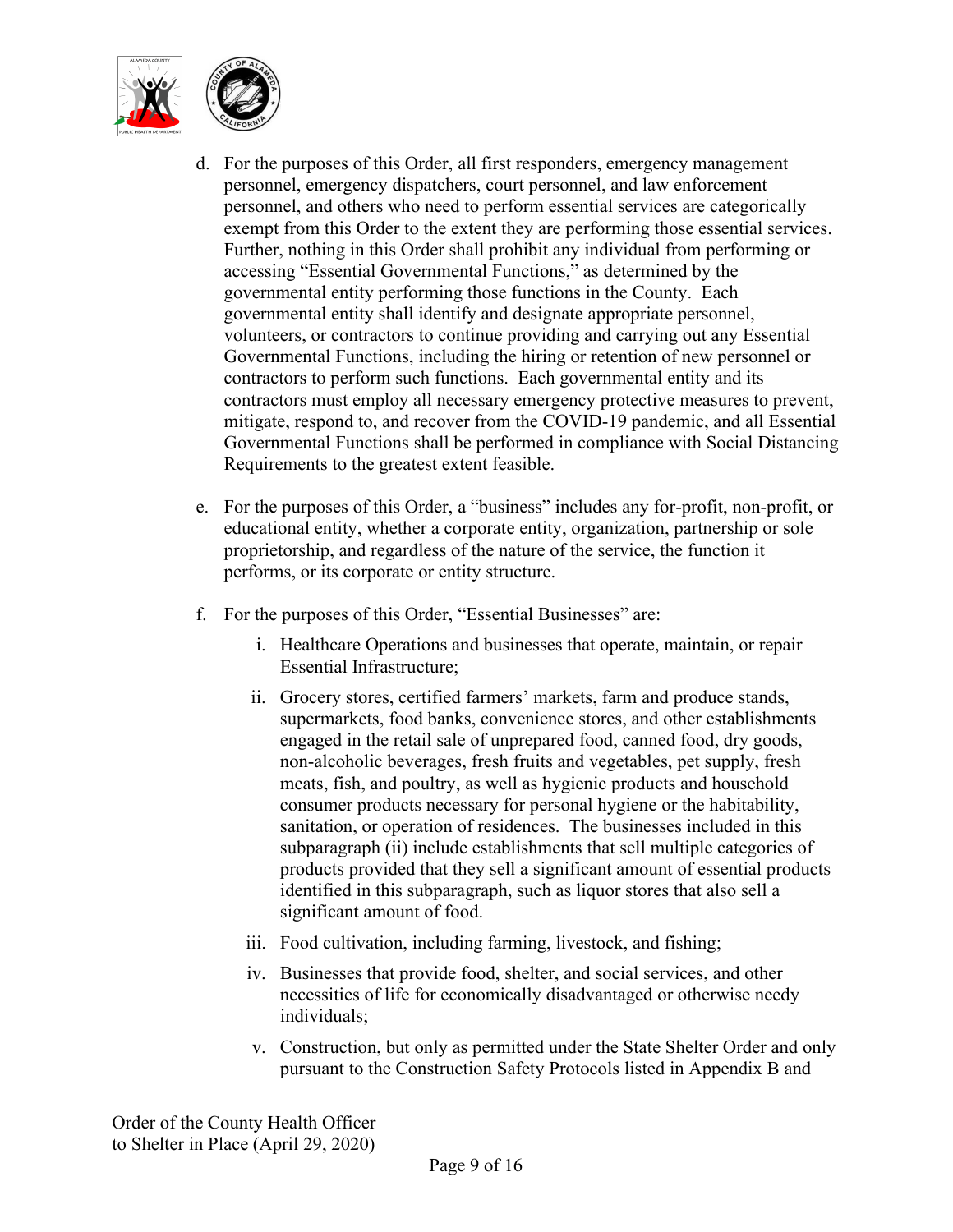d. For the purposes of this Order, all first responders, emergency management personnel, emergency dispatchers, court personnel, and law enforcement personnel, and others who need to perform essential services are categorically exempt from this Order to the extent they are performing those essential services. Further, nothing in this Order shall prohibit any individual from performing or accessing "Essential Governmental Functions," as determined by the governmental entity performing those functions in the County. Each governmental entity shall identify and designate appropriate personnel, volunteers, or contractors to continue providing and carrying out any Essential Governmental Functions, including the hiring or retention of new personnel or contractors to perform such functions. Each governmental entity and its contractors must employ all necessary emergency protective measures to prevent, mitigate, respond to, and recover from the COVID-19 pandemic, and all Essential Governmental Functions shall be performed in compliance with Social Distancing Requirements to the greatest extent feasible.

e. For the purposes of this Order, a "business" includes any for-profit, non-profit, or educational entity, whether a corporate entity, organization, partnership or sole proprietorship, and regardless of the nature of the service, the function it performs, or its corporate or entity structure.

f. For the purposes of this Order, "Essential Businesses" are:

   i. Healthcare Operations and businesses that operate, maintain, or repair Essential Infrastructure;

   ii. Grocery stores, certified farmers' markets, farm and produce stands, supermarkets, food banks, convenience stores, and other establishments engaged in the retail sale of unprepared food, canned food, dry goods, non-alcoholic beverages, fresh fruits and vegetables, pet supply, fresh meats, fish, and poultry, as well as hygienic products and household consumer products necessary for personal hygiene or the habitability, sanitation, or operation of residences. The businesses included in this subparagraph (ii) include establishments that sell multiple categories of products provided that they sell a significant amount of essential products identified in this subparagraph, such as liquor stores that also sell a significant amount of food.

   iii. Food cultivation, including farming, livestock, and fishing;

   iv. Businesses that provide food, shelter, and social services, and other necessities of life for economically disadvantaged or otherwise needy individuals;

   v. Construction, but only as permitted under the State Shelter Order and only pursuant to the Construction Safety Protocols listed in Appendix B and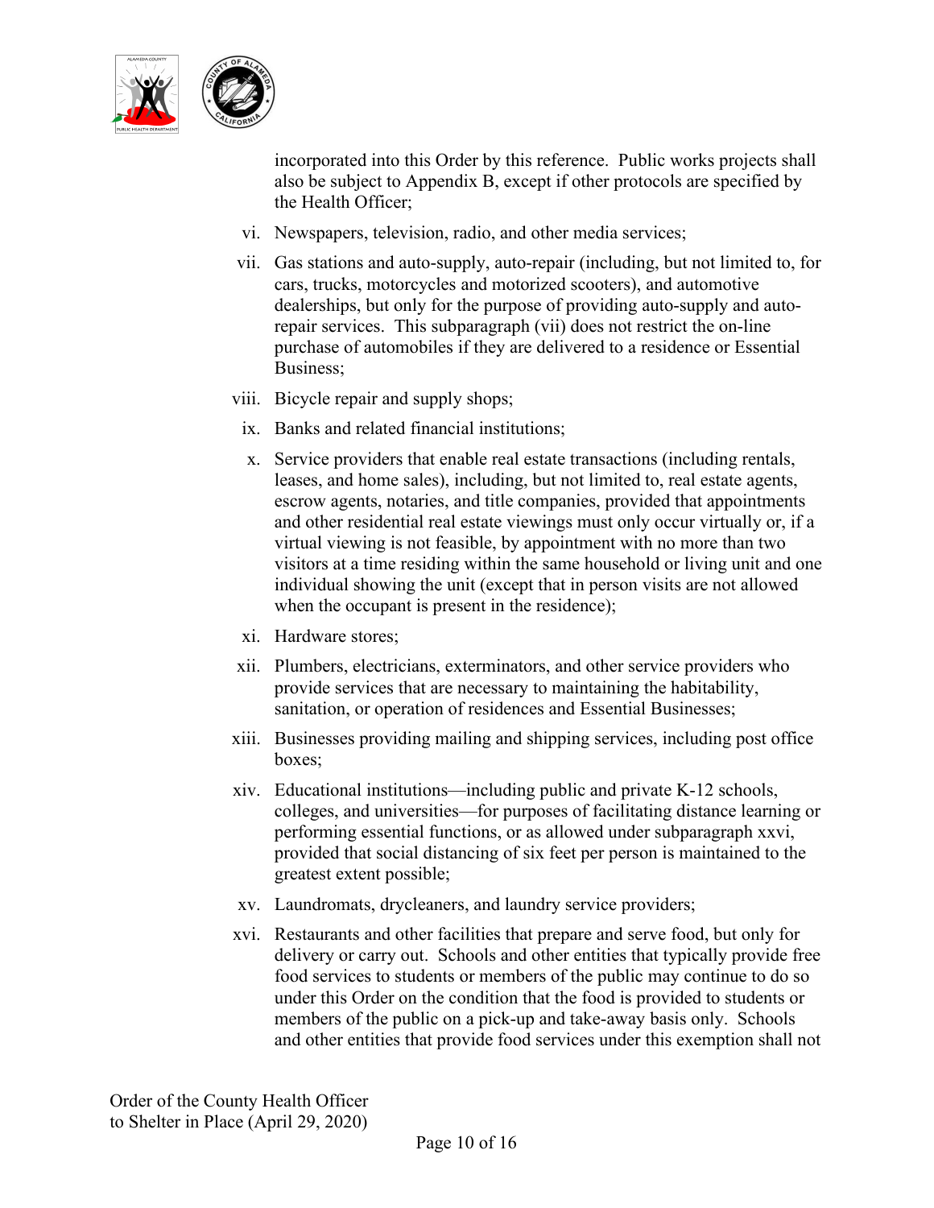incorporated into this Order by this reference. Public works projects shall also be subject to Appendix B, except if other protocols are specified by the Health Officer;

vi. Newspapers, television, radio, and other media services;

vii. Gas stations and auto-supply, auto-repair (including, but not limited to, for cars, trucks, motorcycles and motorized scooters), and automotive dealerships, but only for the purpose of providing auto-supply and auto-repair services. This subparagraph (vii) does not restrict the on-line purchase of automobiles if they are delivered to a residence or Essential Business;

viii. Bicycle repair and supply shops;

ix. Banks and related financial institutions;

x. Service providers that enable real estate transactions (including rentals, leases, and home sales), including, but not limited to, real estate agents, escrow agents, notaries, and title companies, provided that appointments and other residential real estate viewings must only occur virtually or, if a virtual viewing is not feasible, by appointment with no more than two visitors at a time residing within the same household or living unit and one individual showing the unit (except that in person visits are not allowed when the occupant is present in the residence);

xi. Hardware stores;

xii. Plumbers, electricians, exterminators, and other service providers who provide services that are necessary to maintaining the habitability, sanitation, or operation of residences and Essential Businesses;

xiii. Businesses providing mailing and shipping services, including post office boxes;

xiv. Educational institutions—including public and private K-12 schools, colleges, and universities—for purposes of facilitating distance learning or performing essential functions, or as allowed under subparagraph xxvi, provided that social distancing of six feet per person is maintained to the greatest extent possible;

xv. Laundromats, drycleaners, and laundry service providers;

xvi. Restaurants and other facilities that prepare and serve food, but only for delivery or carry out. Schools and other entities that typically provide free food services to students or members of the public may continue to do so under this Order on the condition that the food is provided to students or members of the public on a pick-up and take-away basis only. Schools and other entities that provide food services under this exemption shall not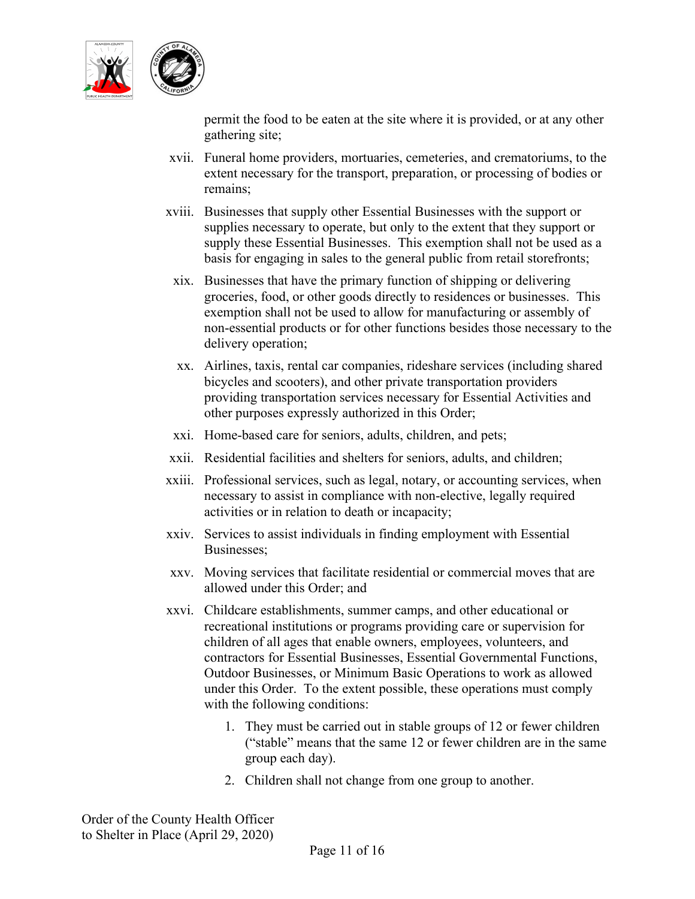permit the food to be eaten at the site where it is provided, or at any other gathering site;

xvii. Funeral home providers, mortuaries, cemeteries, and crematoriums, to the extent necessary for the transport, preparation, or processing of bodies or remains;

xviii. Businesses that supply other Essential Businesses with the support or supplies necessary to operate, but only to the extent that they support or supply these Essential Businesses. This exemption shall not be used as a basis for engaging in sales to the general public from retail storefronts;

xix. Businesses that have the primary function of shipping or delivering groceries, food, or other goods directly to residences or businesses. This exemption shall not be used to allow for manufacturing or assembly of non-essential products or for other functions besides those necessary to the delivery operation;

xx. Airlines, taxis, rental car companies, rideshare services (including shared bicycles and scooters), and other private transportation providers providing transportation services necessary for Essential Activities and other purposes expressly authorized in this Order;

xxi. Home-based care for seniors, adults, children, and pets;

xxii. Residential facilities and shelters for seniors, adults, and children;

xxiii. Professional services, such as legal, notary, or accounting services, when necessary to assist in compliance with non-elective, legally required activities or in relation to death or incapacity;

xxiv. Services to assist individuals in finding employment with Essential Businesses;

xxv. Moving services that facilitate residential or commercial moves that are allowed under this Order; and

xxvi. Childcare establishments, summer camps, and other educational or recreational institutions or programs providing care or supervision for children of all ages that enable owners, employees, volunteers, and contractors for Essential Businesses, Essential Governmental Functions, Outdoor Businesses, or Minimum Basic Operations to work as allowed under this Order. To the extent possible, these operations must comply with the following conditions:

1. They must be carried out in stable groups of 12 or fewer children ("stable" means that the same 12 or fewer children are in the same group each day).
2. Children shall not change from one group to another.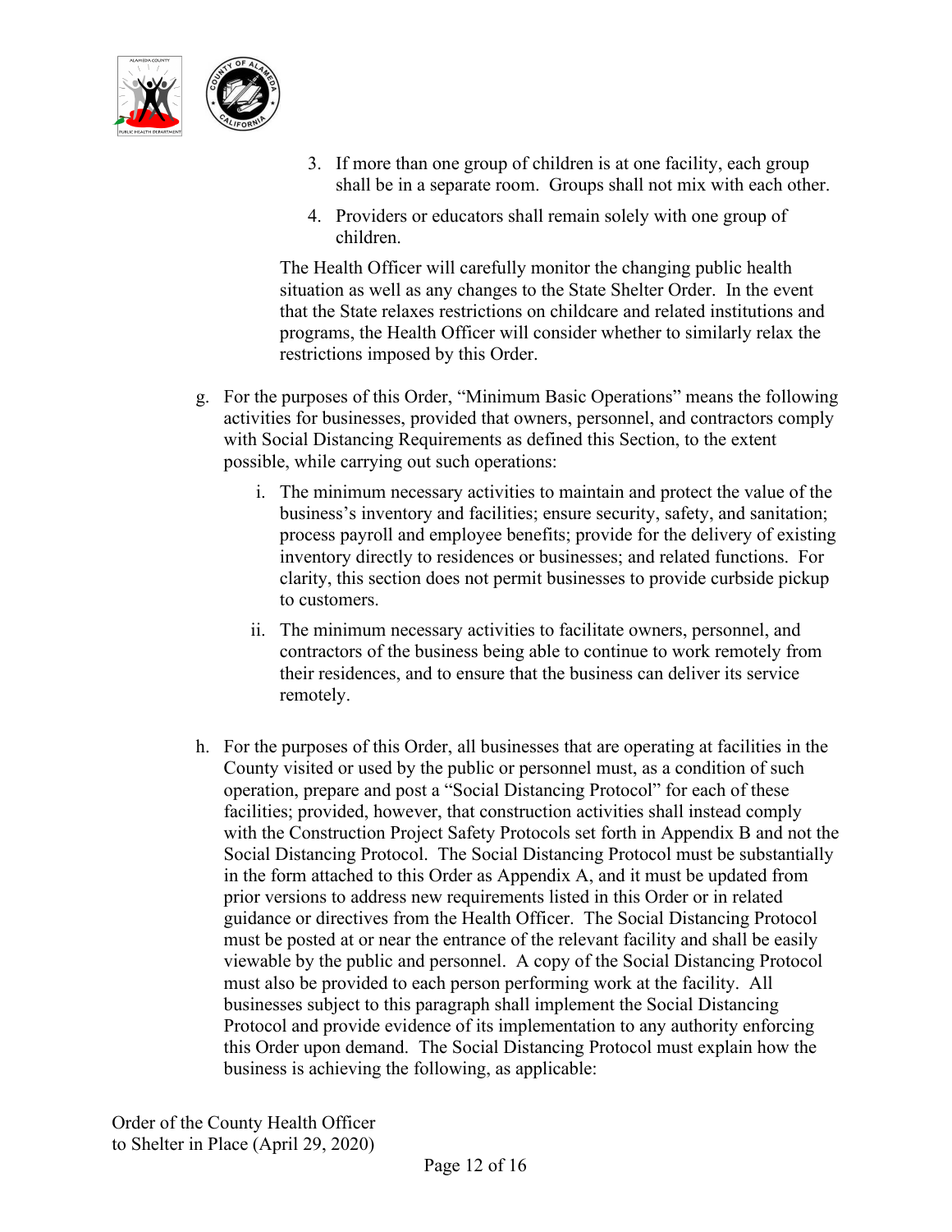3. If more than one group of children is at one facility, each group shall be in a separate room. Groups shall not mix with each other.

4. Providers or educators shall remain solely with one group of children.

The Health Officer will carefully monitor the changing public health situation as well as any changes to the State Shelter Order. In the event that the State relaxes restrictions on childcare and related institutions and programs, the Health Officer will consider whether to similarly relax the restrictions imposed by this Order.

g. For the purposes of this Order, "Minimum Basic Operations" means the following activities for businesses, provided that owners, personnel, and contractors comply with Social Distancing Requirements as defined this Section, to the extent possible, while carrying out such operations:

   i. The minimum necessary activities to maintain and protect the value of the business's inventory and facilities; ensure security, safety, and sanitation; process payroll and employee benefits; provide for the delivery of existing inventory directly to residences or businesses; and related functions. For clarity, this section does not permit businesses to provide curbside pickup to customers.

   ii. The minimum necessary activities to facilitate owners, personnel, and contractors of the business being able to continue to work remotely from their residences, and to ensure that the business can deliver its service remotely.

h. For the purposes of this Order, all businesses that are operating at facilities in the County visited or used by the public or personnel must, as a condition of such operation, prepare and post a "Social Distancing Protocol" for each of these facilities; provided, however, that construction activities shall instead comply with the Construction Project Safety Protocols set forth in Appendix B and not the Social Distancing Protocol. The Social Distancing Protocol must be substantially in the form attached to this Order as Appendix A, and it must be updated from prior versions to address new requirements listed in this Order or in related guidance or directives from the Health Officer. The Social Distancing Protocol must be posted at or near the entrance of the relevant facility and shall be easily viewable by the public and personnel. A copy of the Social Distancing Protocol must also be provided to each person performing work at the facility. All businesses subject to this paragraph shall implement the Social Distancing Protocol and provide evidence of its implementation to any authority enforcing this Order upon demand. The Social Distancing Protocol must explain how the business is achieving the following, as applicable: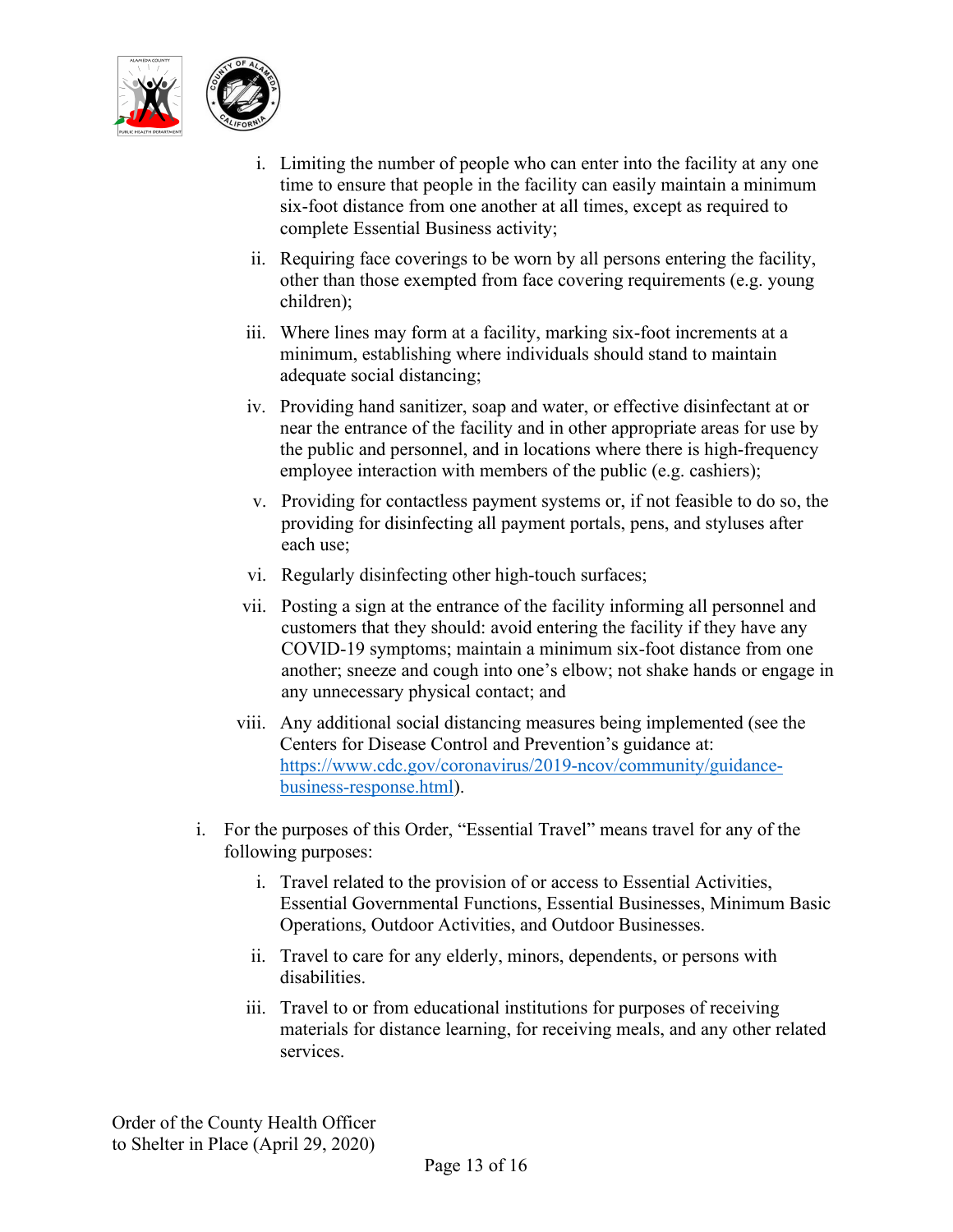i. Limiting the number of people who can enter into the facility at any one time to ensure that people in the facility can easily maintain a minimum six-foot distance from one another at all times, except as required to complete Essential Business activity;

ii. Requiring face coverings to be worn by all persons entering the facility, other than those exempted from face covering requirements (e.g. young children);

iii. Where lines may form at a facility, marking six-foot increments at a minimum, establishing where individuals should stand to maintain adequate social distancing;

iv. Providing hand sanitizer, soap and water, or effective disinfectant at or near the entrance of the facility and in other appropriate areas for use by the public and personnel, and in locations where there is high-frequency employee interaction with members of the public (e.g. cashiers);

v. Providing for contactless payment systems or, if not feasible to do so, the providing for disinfecting all payment portals, pens, and styluses after each use;

vi. Regularly disinfecting other high-touch surfaces;

vii. Posting a sign at the entrance of the facility informing all personnel and customers that they should: avoid entering the facility if they have any COVID-19 symptoms; maintain a minimum six-foot distance from one another; sneeze and cough into one's elbow; not shake hands or engage in any unnecessary physical contact; and

viii. Any additional social distancing measures being implemented (see the Centers for Disease Control and Prevention's guidance at: [https://www.cdc.gov/coronavirus/2019-ncov/community/guidance-business-response.html](https://www.cdc.gov/coronavirus/2019-ncov/community/guidance-business-response.html)).

i. For the purposes of this Order, "Essential Travel" means travel for any of the following purposes:

i. Travel related to the provision of or access to Essential Activities, Essential Governmental Functions, Essential Businesses, Minimum Basic Operations, Outdoor Activities, and Outdoor Businesses.

ii. Travel to care for any elderly, minors, dependents, or persons with disabilities.

iii. Travel to or from educational institutions for purposes of receiving materials for distance learning, for receiving meals, and any other related services.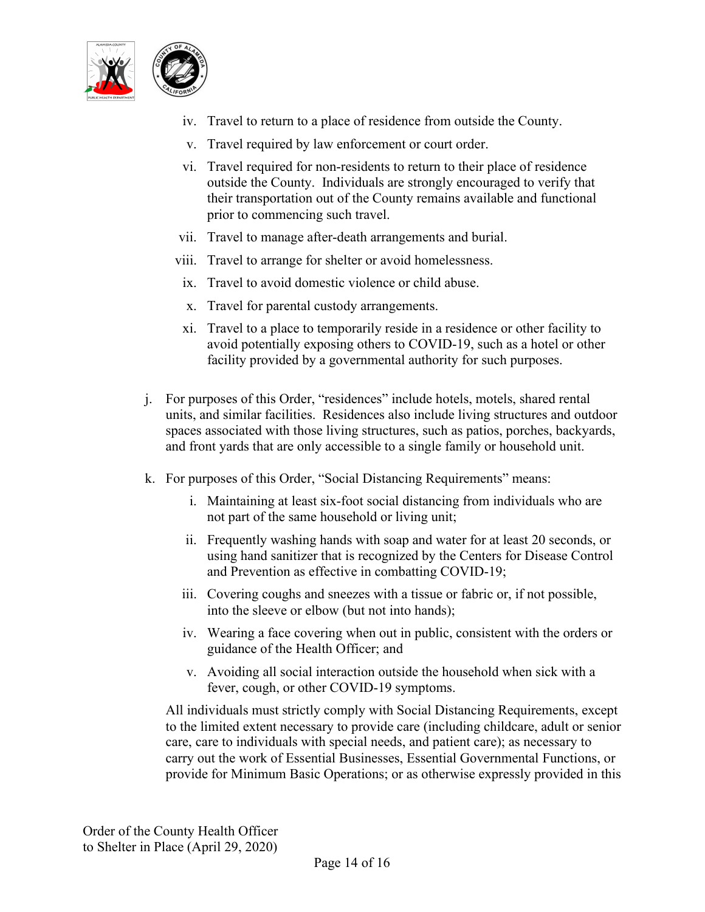iv. Travel to return to a place of residence from outside the County.

v. Travel required by law enforcement or court order.

vi. Travel required for non-residents to return to their place of residence outside the County. Individuals are strongly encouraged to verify that their transportation out of the County remains available and functional prior to commencing such travel.

vii. Travel to manage after-death arrangements and burial.

viii. Travel to arrange for shelter or avoid homelessness.

ix. Travel to avoid domestic violence or child abuse.

x. Travel for parental custody arrangements.

xi. Travel to a place to temporarily reside in a residence or other facility to avoid potentially exposing others to COVID-19, such as a hotel or other facility provided by a governmental authority for such purposes.

j. For purposes of this Order, "residences" include hotels, motels, shared rental units, and similar facilities. Residences also include living structures and outdoor spaces associated with those living structures, such as patios, porches, backyards, and front yards that are only accessible to a single family or household unit.

k. For purposes of this Order, "Social Distancing Requirements" means:

i. Maintaining at least six-foot social distancing from individuals who are not part of the same household or living unit;

ii. Frequently washing hands with soap and water for at least 20 seconds, or using hand sanitizer that is recognized by the Centers for Disease Control and Prevention as effective in combatting COVID-19;

iii. Covering coughs and sneezes with a tissue or fabric or, if not possible, into the sleeve or elbow (but not into hands);

iv. Wearing a face covering when out in public, consistent with the orders or guidance of the Health Officer; and

v. Avoiding all social interaction outside the household when sick with a fever, cough, or other COVID-19 symptoms.

All individuals must strictly comply with Social Distancing Requirements, except to the limited extent necessary to provide care (including childcare, adult or senior care, care to individuals with special needs, and patient care); as necessary to carry out the work of Essential Businesses, Essential Governmental Functions, or provide for Minimum Basic Operations; or as otherwise expressly provided in this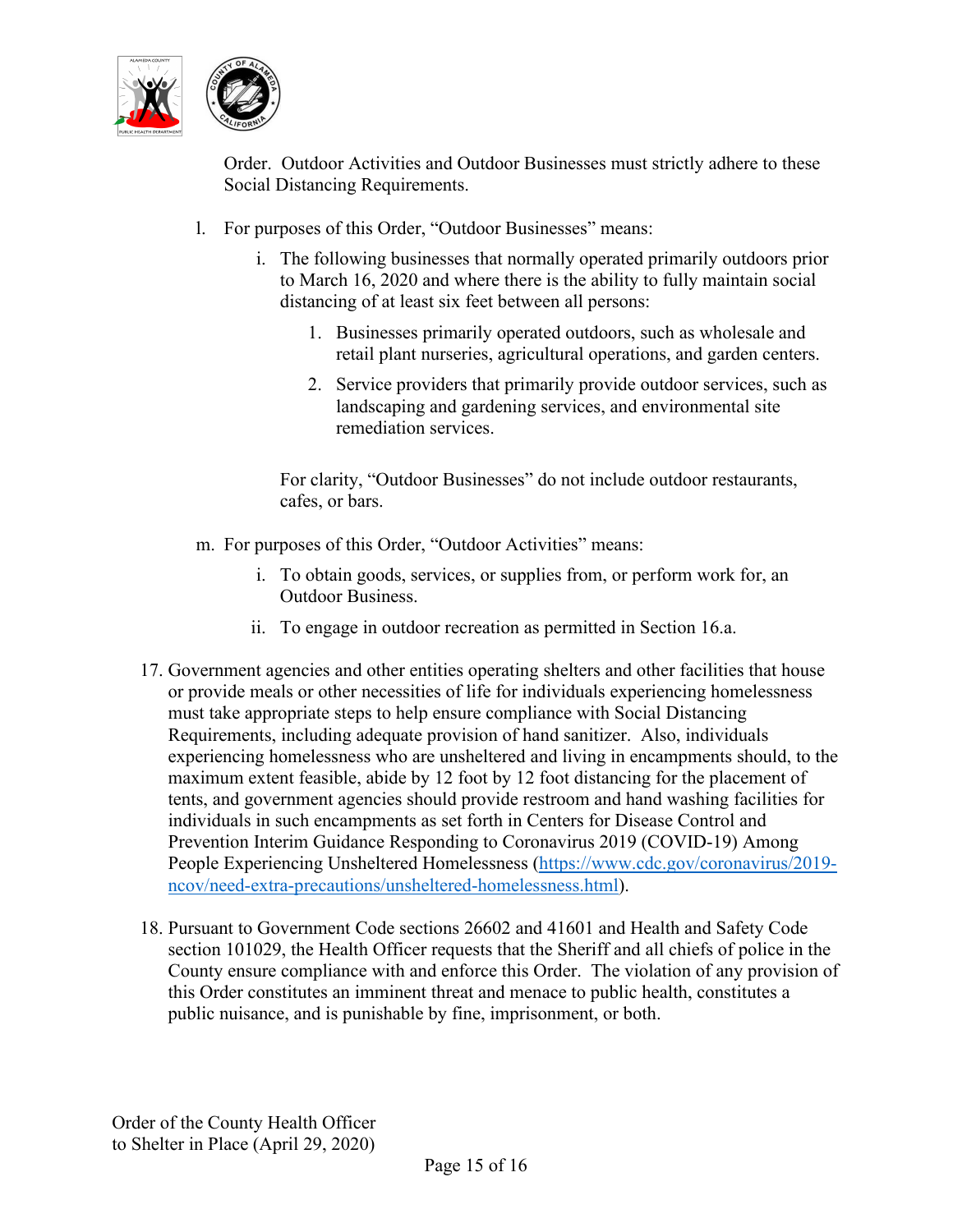Order. Outdoor Activities and Outdoor Businesses must strictly adhere to these Social Distancing Requirements.

l. For purposes of this Order, "Outdoor Businesses" means:

   i. The following businesses that normally operated primarily outdoors prior to March 16, 2020 and where there is the ability to fully maintain social distancing of at least six feet between all persons:

      1. Businesses primarily operated outdoors, such as wholesale and retail plant nurseries, agricultural operations, and garden centers.

      2. Service providers that primarily provide outdoor services, such as landscaping and gardening services, and environmental site remediation services.

   For clarity, "Outdoor Businesses" do not include outdoor restaurants, cafes, or bars.

m. For purposes of this Order, "Outdoor Activities" means:

   i. To obtain goods, services, or supplies from, or perform work for, an Outdoor Business.

   ii. To engage in outdoor recreation as permitted in Section 16.a.

17. Government agencies and other entities operating shelters and other facilities that house or provide meals or other necessities of life for individuals experiencing homelessness must take appropriate steps to help ensure compliance with Social Distancing Requirements, including adequate provision of hand sanitizer. Also, individuals experiencing homelessness who are unsheltered and living in encampments should, to the maximum extent feasible, abide by 12 foot by 12 foot distancing for the placement of tents, and government agencies should provide restroom and hand washing facilities for individuals in such encampments as set forth in Centers for Disease Control and Prevention Interim Guidance Responding to Coronavirus 2019 (COVID-19) Among People Experiencing Unsheltered Homelessness (https://www.cdc.gov/coronavirus/2019-ncov/need-extra-precautions/unsheltered-homelessness.html).

18. Pursuant to Government Code sections 26602 and 41601 and Health and Safety Code section 101029, the Health Officer requests that the Sheriff and all chiefs of police in the County ensure compliance with and enforce this Order. The violation of any provision of this Order constitutes an imminent threat and menace to public health, constitutes a public nuisance, and is punishable by fine, imprisonment, or both.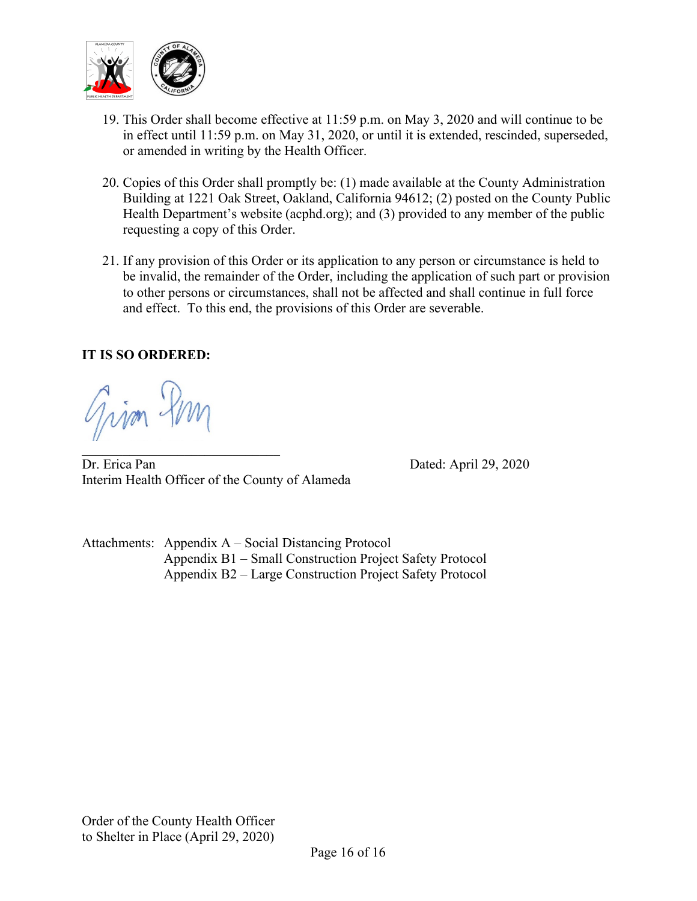19. This Order shall become effective at 11:59 p.m. on May 3, 2020 and will continue to be in effect until 11:59 p.m. on May 31, 2020, or until it is extended, rescinded, superseded, or amended in writing by the Health Officer.

20. Copies of this Order shall promptly be: (1) made available at the County Administration Building at 1221 Oak Street, Oakland, California 94612; (2) posted on the County Public Health Department's website (acphd.org); and (3) provided to any member of the public requesting a copy of this Order.

21. If any provision of this Order or its application to any person or circumstance is held to be invalid, the remainder of the Order, including the application of such part or provision to other persons or circumstances, shall not be affected and shall continue in full force and effect. To this end, the provisions of this Order are severable.

**IT IS SO ORDERED:**

\_\_\_\_\_\_\_\_\_\_\_\_\_\_\_\_\_\_\_\_\_\_\_\_\_\_\_\_\_\_

Dr. Erica Pan
Interim Health Officer of the County of Alameda

Dated: April 29, 2020

Attachments: Appendix A – Social Distancing Protocol
Appendix B1 – Small Construction Project Safety Protocol
Appendix B2 – Large Construction Project Safety Protocol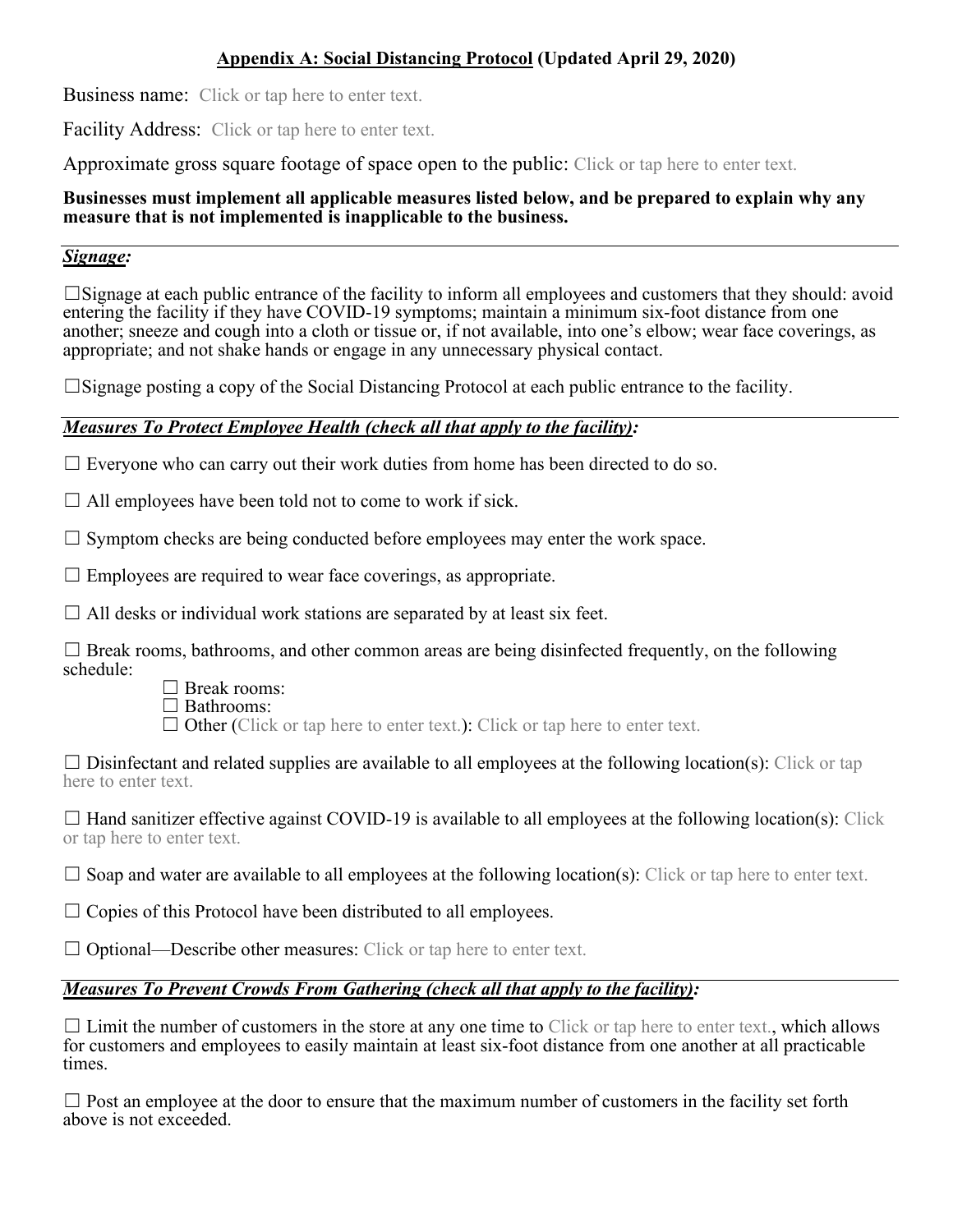## <u>Appendix A: Social Distancing Protocol</u> (Updated April 29, 2020)

Business name: Click or tap here to enter text.

Facility Address: Click or tap here to enter text.

Approximate gross square footage of space open to the public: Click or tap here to enter text.

**Businesses must implement all applicable measures listed below, and be prepared to explain why any measure that is not implemented is inapplicable to the business.**

### ***Signage:***

☐Signage at each public entrance of the facility to inform all employees and customers that they should: avoid entering the facility if they have COVID-19 symptoms; maintain a minimum six-foot distance from one another; sneeze and cough into a cloth or tissue or, if not available, into one's elbow; wear face coverings, as appropriate; and not shake hands or engage in any unnecessary physical contact.

☐Signage posting a copy of the Social Distancing Protocol at each public entrance to the facility.

### ***Measures To Protect Employee Health (check all that apply to the facility):***

☐ Everyone who can carry out their work duties from home has been directed to do so.

☐ All employees have been told not to come to work if sick.

☐ Symptom checks are being conducted before employees may enter the work space.

☐ Employees are required to wear face coverings, as appropriate.

☐ All desks or individual work stations are separated by at least six feet.

☐ Break rooms, bathrooms, and other common areas are being disinfected frequently, on the following schedule:

- ☐ Break rooms:
- ☐ Bathrooms:
- ☐ Other (Click or tap here to enter text.): Click or tap here to enter text.

☐ Disinfectant and related supplies are available to all employees at the following location(s): Click or tap here to enter text.

☐ Hand sanitizer effective against COVID-19 is available to all employees at the following location(s): Click or tap here to enter text.

☐ Soap and water are available to all employees at the following location(s): Click or tap here to enter text.

☐ Copies of this Protocol have been distributed to all employees.

☐ Optional—Describe other measures: Click or tap here to enter text.

### ***Measures To Prevent Crowds From Gathering (check all that apply to the facility):***

☐ Limit the number of customers in the store at any one time to Click or tap here to enter text., which allows for customers and employees to easily maintain at least six-foot distance from one another at all practicable times.

☐ Post an employee at the door to ensure that the maximum number of customers in the facility set forth above is not exceeded.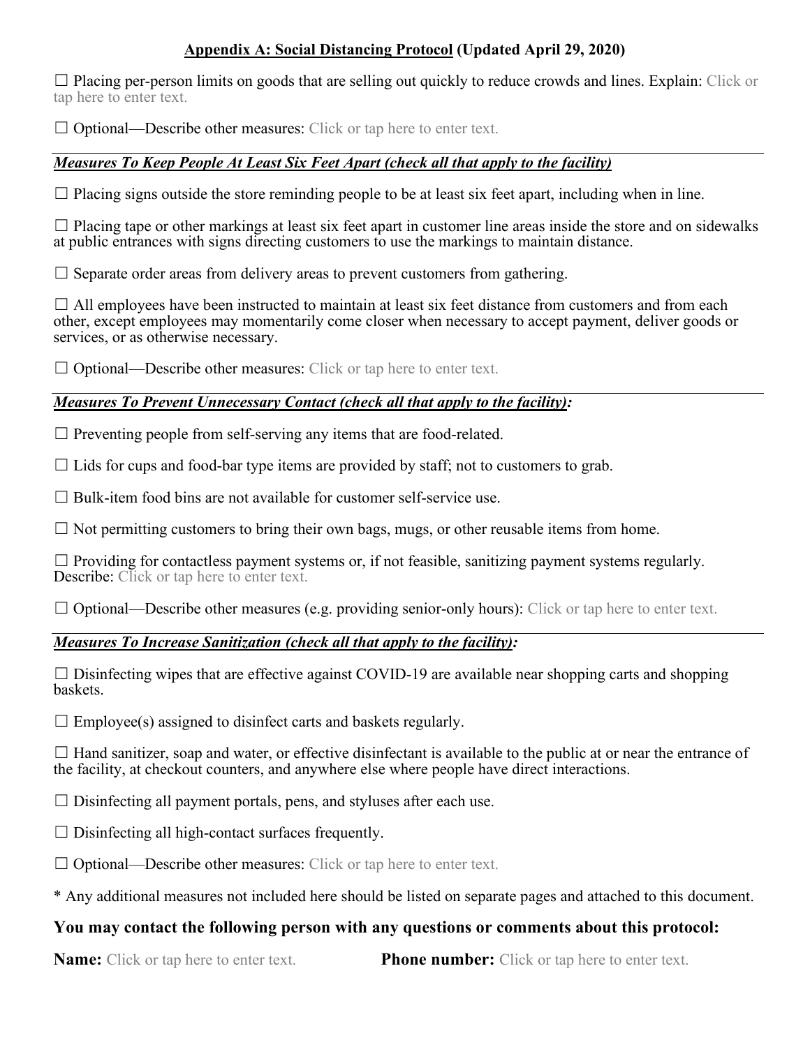## **Appendix A: Social Distancing Protocol** (Updated April 29, 2020)

☐ Placing per-person limits on goods that are selling out quickly to reduce crowds and lines. Explain: Click or tap here to enter text.

☐ Optional—Describe other measures: Click or tap here to enter text.

***Measures To Keep People At Least Six Feet Apart (check all that apply to the facility)***

☐ Placing signs outside the store reminding people to be at least six feet apart, including when in line.

☐ Placing tape or other markings at least six feet apart in customer line areas inside the store and on sidewalks at public entrances with signs directing customers to use the markings to maintain distance.

☐ Separate order areas from delivery areas to prevent customers from gathering.

☐ All employees have been instructed to maintain at least six feet distance from customers and from each other, except employees may momentarily come closer when necessary to accept payment, deliver goods or services, or as otherwise necessary.

☐ Optional—Describe other measures: Click or tap here to enter text.

***Measures To Prevent Unnecessary Contact (check all that apply to the facility):***

☐ Preventing people from self-serving any items that are food-related.

☐ Lids for cups and food-bar type items are provided by staff; not to customers to grab.

☐ Bulk-item food bins are not available for customer self-service use.

☐ Not permitting customers to bring their own bags, mugs, or other reusable items from home.

☐ Providing for contactless payment systems or, if not feasible, sanitizing payment systems regularly. Describe: Click or tap here to enter text.

☐ Optional—Describe other measures (e.g. providing senior-only hours): Click or tap here to enter text.

***Measures To Increase Sanitization (check all that apply to the facility):***

☐ Disinfecting wipes that are effective against COVID-19 are available near shopping carts and shopping baskets.

☐ Employee(s) assigned to disinfect carts and baskets regularly.

☐ Hand sanitizer, soap and water, or effective disinfectant is available to the public at or near the entrance of the facility, at checkout counters, and anywhere else where people have direct interactions.

☐ Disinfecting all payment portals, pens, and styluses after each use.

☐ Disinfecting all high-contact surfaces frequently.

☐ Optional—Describe other measures: Click or tap here to enter text.

* Any additional measures not included here should be listed on separate pages and attached to this document.

### You may contact the following person with any questions or comments about this protocol:

**Name:** Click or tap here to enter text. **Phone number:** Click or tap here to enter text.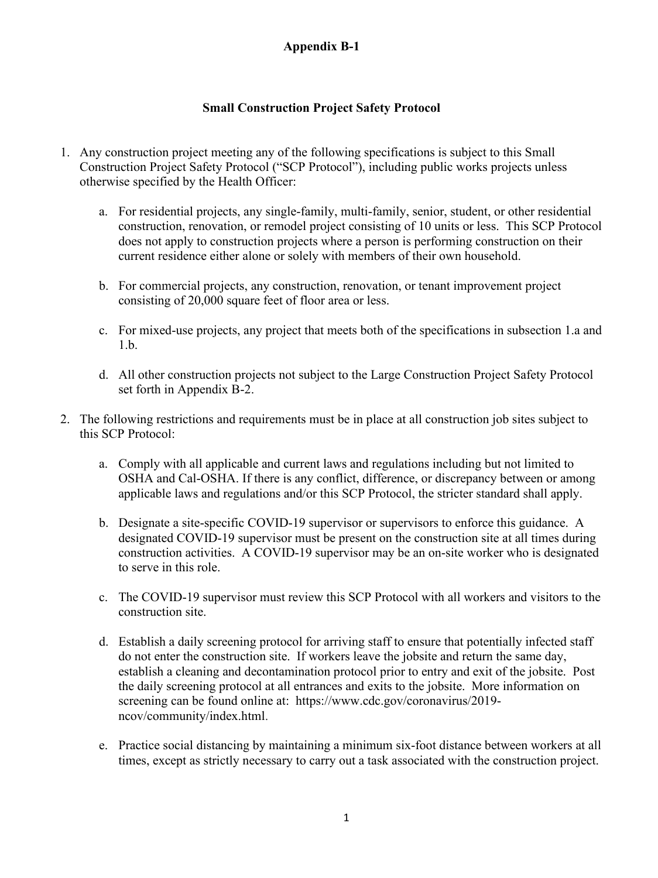**Appendix B-1**

**Small Construction Project Safety Protocol**

1. Any construction project meeting any of the following specifications is subject to this Small Construction Project Safety Protocol ("SCP Protocol"), including public works projects unless otherwise specified by the Health Officer:

    a. For residential projects, any single-family, multi-family, senior, student, or other residential construction, renovation, or remodel project consisting of 10 units or less. This SCP Protocol does not apply to construction projects where a person is performing construction on their current residence either alone or solely with members of their own household.

    b. For commercial projects, any construction, renovation, or tenant improvement project consisting of 20,000 square feet of floor area or less.

    c. For mixed-use projects, any project that meets both of the specifications in subsection 1.a and 1.b.

    d. All other construction projects not subject to the Large Construction Project Safety Protocol set forth in Appendix B-2.

2. The following restrictions and requirements must be in place at all construction job sites subject to this SCP Protocol:

    a. Comply with all applicable and current laws and regulations including but not limited to OSHA and Cal-OSHA. If there is any conflict, difference, or discrepancy between or among applicable laws and regulations and/or this SCP Protocol, the stricter standard shall apply.

    b. Designate a site-specific COVID-19 supervisor or supervisors to enforce this guidance. A designated COVID-19 supervisor must be present on the construction site at all times during construction activities. A COVID-19 supervisor may be an on-site worker who is designated to serve in this role.

    c. The COVID-19 supervisor must review this SCP Protocol with all workers and visitors to the construction site.

    d. Establish a daily screening protocol for arriving staff to ensure that potentially infected staff do not enter the construction site. If workers leave the jobsite and return the same day, establish a cleaning and decontamination protocol prior to entry and exit of the jobsite. Post the daily screening protocol at all entrances and exits to the jobsite. More information on screening can be found online at: https://www.cdc.gov/coronavirus/2019-ncov/community/index.html.

    e. Practice social distancing by maintaining a minimum six-foot distance between workers at all times, except as strictly necessary to carry out a task associated with the construction project.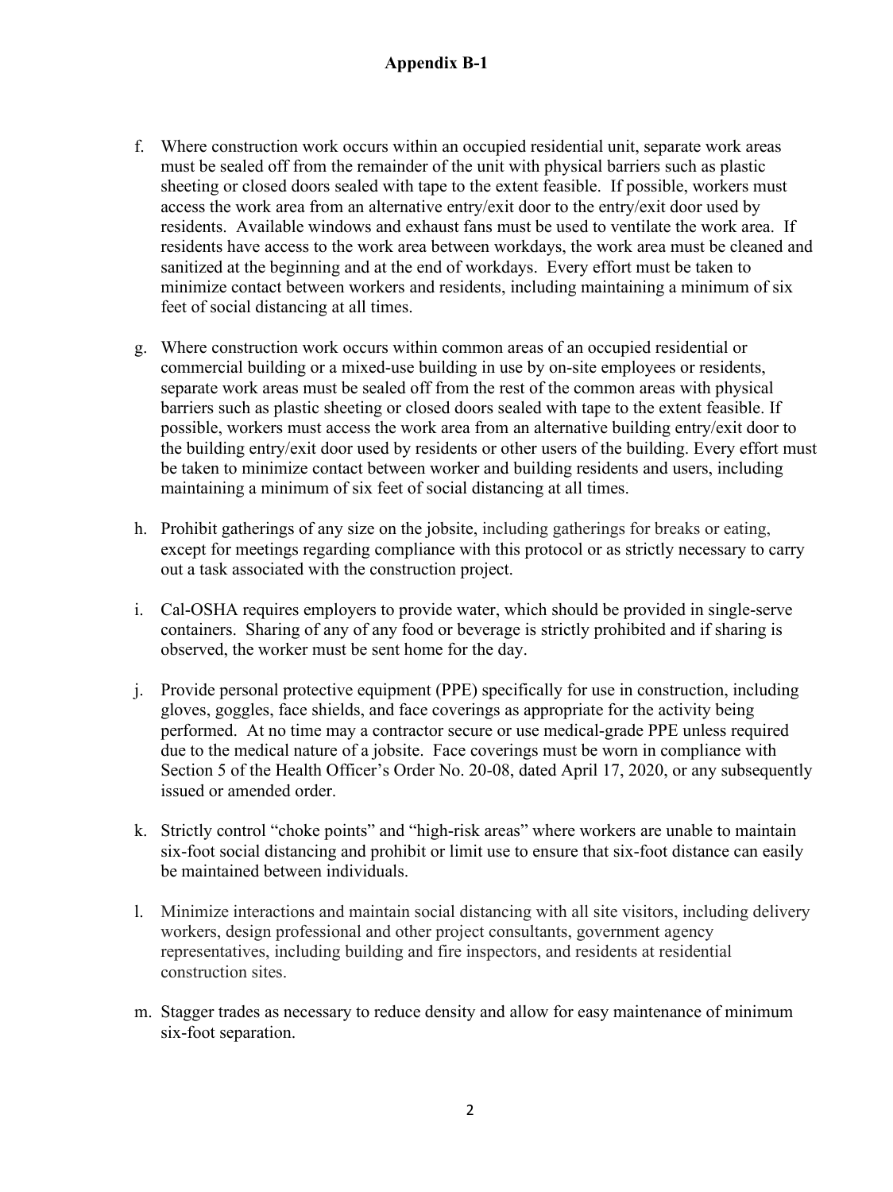f. Where construction work occurs within an occupied residential unit, separate work areas must be sealed off from the remainder of the unit with physical barriers such as plastic sheeting or closed doors sealed with tape to the extent feasible. If possible, workers must access the work area from an alternative entry/exit door to the entry/exit door used by residents. Available windows and exhaust fans must be used to ventilate the work area. If residents have access to the work area between workdays, the work area must be cleaned and sanitized at the beginning and at the end of workdays. Every effort must be taken to minimize contact between workers and residents, including maintaining a minimum of six feet of social distancing at all times.

g. Where construction work occurs within common areas of an occupied residential or commercial building or a mixed-use building in use by on-site employees or residents, separate work areas must be sealed off from the rest of the common areas with physical barriers such as plastic sheeting or closed doors sealed with tape to the extent feasible. If possible, workers must access the work area from an alternative building entry/exit door to the building entry/exit door used by residents or other users of the building. Every effort must be taken to minimize contact between worker and building residents and users, including maintaining a minimum of six feet of social distancing at all times.

h. Prohibit gatherings of any size on the jobsite, including gatherings for breaks or eating, except for meetings regarding compliance with this protocol or as strictly necessary to carry out a task associated with the construction project.

i. Cal-OSHA requires employers to provide water, which should be provided in single-serve containers. Sharing of any of any food or beverage is strictly prohibited and if sharing is observed, the worker must be sent home for the day.

j. Provide personal protective equipment (PPE) specifically for use in construction, including gloves, goggles, face shields, and face coverings as appropriate for the activity being performed. At no time may a contractor secure or use medical-grade PPE unless required due to the medical nature of a jobsite. Face coverings must be worn in compliance with Section 5 of the Health Officer's Order No. 20-08, dated April 17, 2020, or any subsequently issued or amended order.

k. Strictly control "choke points" and "high-risk areas" where workers are unable to maintain six-foot social distancing and prohibit or limit use to ensure that six-foot distance can easily be maintained between individuals.

l. Minimize interactions and maintain social distancing with all site visitors, including delivery workers, design professional and other project consultants, government agency representatives, including building and fire inspectors, and residents at residential construction sites.

m. Stagger trades as necessary to reduce density and allow for easy maintenance of minimum six-foot separation.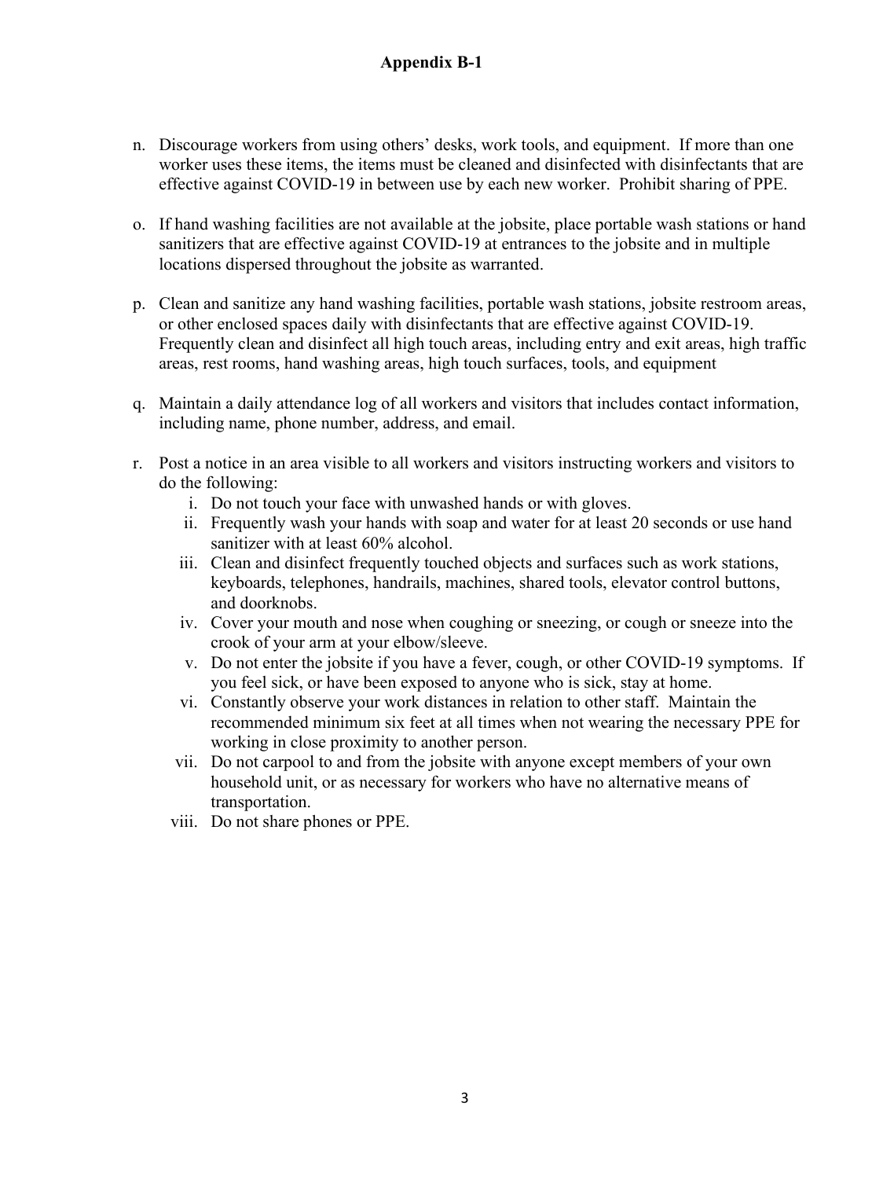## Appendix B-1

n. Discourage workers from using others' desks, work tools, and equipment. If more than one worker uses these items, the items must be cleaned and disinfected with disinfectants that are effective against COVID-19 in between use by each new worker. Prohibit sharing of PPE.

o. If hand washing facilities are not available at the jobsite, place portable wash stations or hand sanitizers that are effective against COVID-19 at entrances to the jobsite and in multiple locations dispersed throughout the jobsite as warranted.

p. Clean and sanitize any hand washing facilities, portable wash stations, jobsite restroom areas, or other enclosed spaces daily with disinfectants that are effective against COVID-19. Frequently clean and disinfect all high touch areas, including entry and exit areas, high traffic areas, rest rooms, hand washing areas, high touch surfaces, tools, and equipment

q. Maintain a daily attendance log of all workers and visitors that includes contact information, including name, phone number, address, and email.

r. Post a notice in an area visible to all workers and visitors instructing workers and visitors to do the following:
   i. Do not touch your face with unwashed hands or with gloves.
   ii. Frequently wash your hands with soap and water for at least 20 seconds or use hand sanitizer with at least 60% alcohol.
   iii. Clean and disinfect frequently touched objects and surfaces such as work stations, keyboards, telephones, handrails, machines, shared tools, elevator control buttons, and doorknobs.
   iv. Cover your mouth and nose when coughing or sneezing, or cough or sneeze into the crook of your arm at your elbow/sleeve.
   v. Do not enter the jobsite if you have a fever, cough, or other COVID-19 symptoms. If you feel sick, or have been exposed to anyone who is sick, stay at home.
   vi. Constantly observe your work distances in relation to other staff. Maintain the recommended minimum six feet at all times when not wearing the necessary PPE for working in close proximity to another person.
   vii. Do not carpool to and from the jobsite with anyone except members of your own household unit, or as necessary for workers who have no alternative means of transportation.
   viii. Do not share phones or PPE.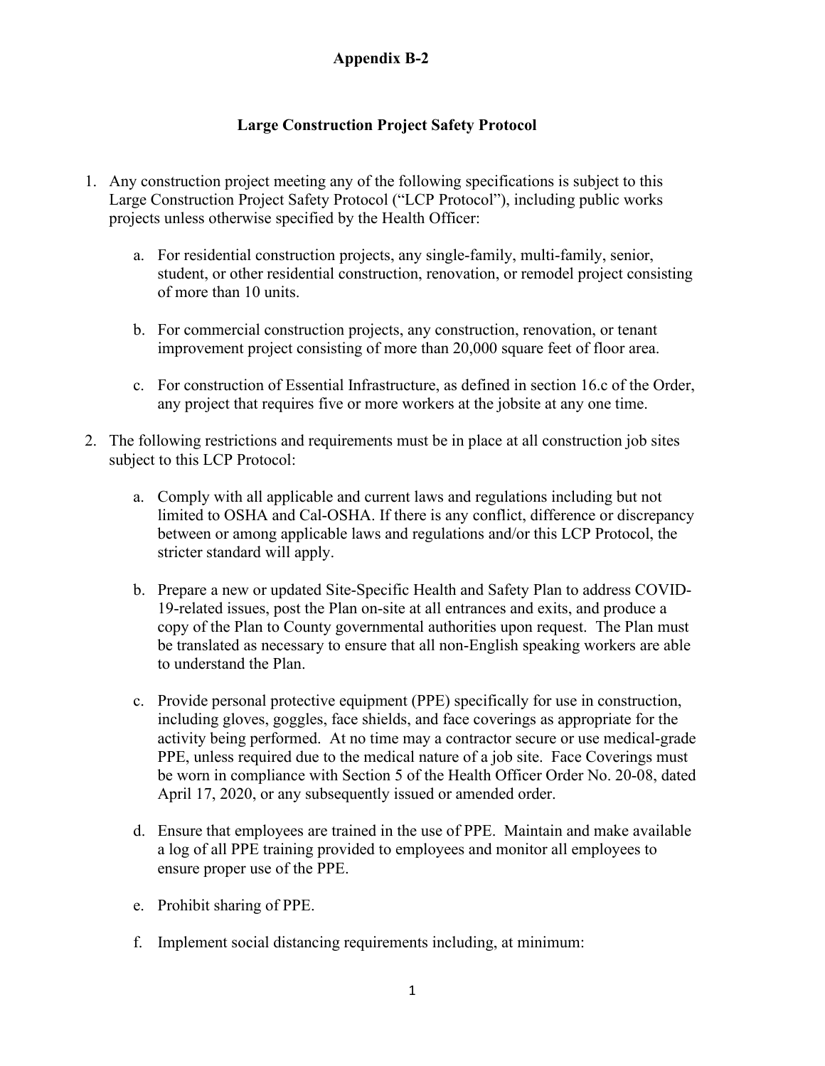## Appendix B-2

### Large Construction Project Safety Protocol

1. Any construction project meeting any of the following specifications is subject to this Large Construction Project Safety Protocol ("LCP Protocol"), including public works projects unless otherwise specified by the Health Officer:

    a. For residential construction projects, any single-family, multi-family, senior, student, or other residential construction, renovation, or remodel project consisting of more than 10 units.

    b. For commercial construction projects, any construction, renovation, or tenant improvement project consisting of more than 20,000 square feet of floor area.

    c. For construction of Essential Infrastructure, as defined in section 16.c of the Order, any project that requires five or more workers at the jobsite at any one time.

2. The following restrictions and requirements must be in place at all construction job sites subject to this LCP Protocol:

    a. Comply with all applicable and current laws and regulations including but not limited to OSHA and Cal-OSHA. If there is any conflict, difference or discrepancy between or among applicable laws and regulations and/or this LCP Protocol, the stricter standard will apply.

    b. Prepare a new or updated Site-Specific Health and Safety Plan to address COVID-19-related issues, post the Plan on-site at all entrances and exits, and produce a copy of the Plan to County governmental authorities upon request. The Plan must be translated as necessary to ensure that all non-English speaking workers are able to understand the Plan.

    c. Provide personal protective equipment (PPE) specifically for use in construction, including gloves, goggles, face shields, and face coverings as appropriate for the activity being performed. At no time may a contractor secure or use medical-grade PPE, unless required due to the medical nature of a job site. Face Coverings must be worn in compliance with Section 5 of the Health Officer Order No. 20-08, dated April 17, 2020, or any subsequently issued or amended order.

    d. Ensure that employees are trained in the use of PPE. Maintain and make available a log of all PPE training provided to employees and monitor all employees to ensure proper use of the PPE.

    e. Prohibit sharing of PPE.

    f. Implement social distancing requirements including, at minimum: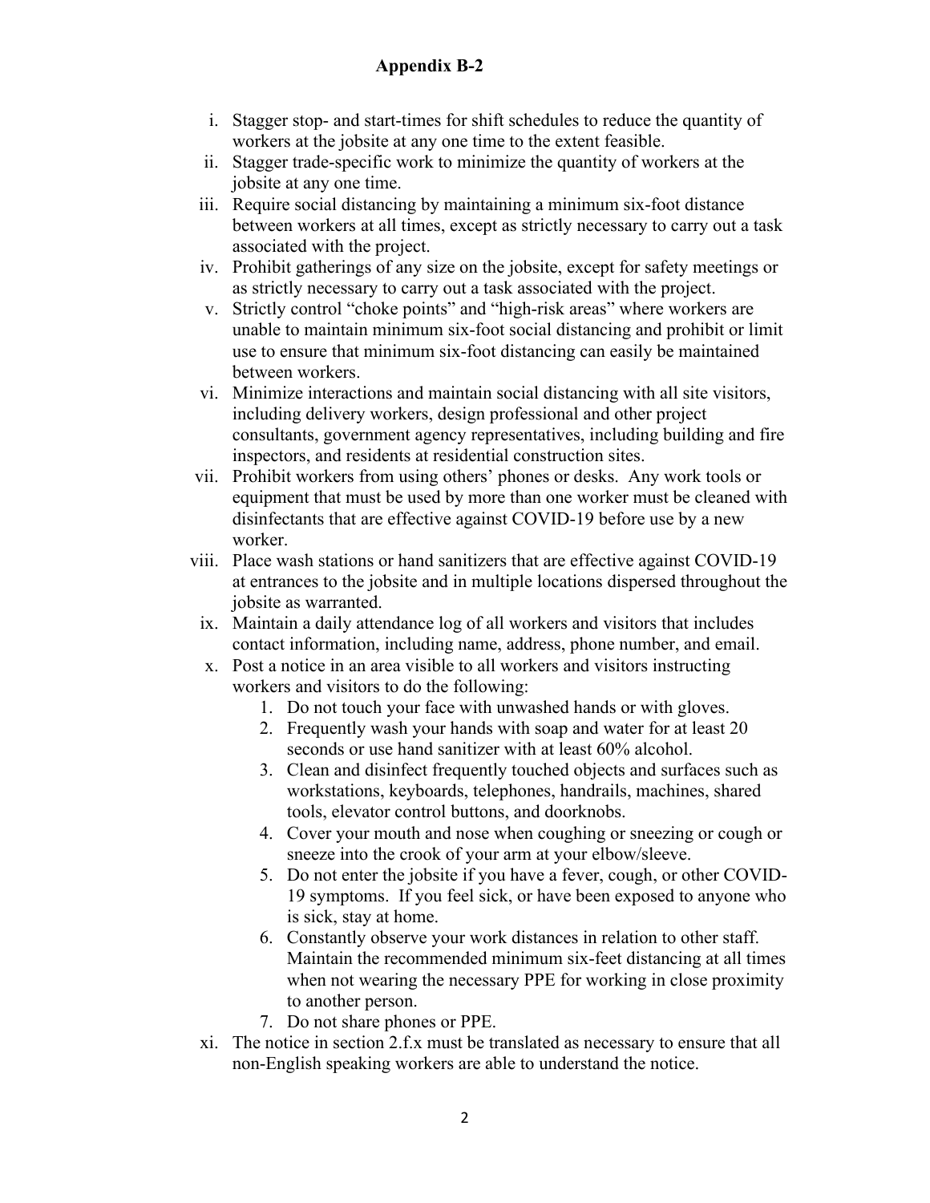**Appendix B-2**

i. Stagger stop- and start-times for shift schedules to reduce the quantity of workers at the jobsite at any one time to the extent feasible.
ii. Stagger trade-specific work to minimize the quantity of workers at the jobsite at any one time.
iii. Require social distancing by maintaining a minimum six-foot distance between workers at all times, except as strictly necessary to carry out a task associated with the project.
iv. Prohibit gatherings of any size on the jobsite, except for safety meetings or as strictly necessary to carry out a task associated with the project.
v. Strictly control "choke points" and "high-risk areas" where workers are unable to maintain minimum six-foot social distancing and prohibit or limit use to ensure that minimum six-foot distancing can easily be maintained between workers.
vi. Minimize interactions and maintain social distancing with all site visitors, including delivery workers, design professional and other project consultants, government agency representatives, including building and fire inspectors, and residents at residential construction sites.
vii. Prohibit workers from using others' phones or desks. Any work tools or equipment that must be used by more than one worker must be cleaned with disinfectants that are effective against COVID-19 before use by a new worker.
viii. Place wash stations or hand sanitizers that are effective against COVID-19 at entrances to the jobsite and in multiple locations dispersed throughout the jobsite as warranted.
ix. Maintain a daily attendance log of all workers and visitors that includes contact information, including name, address, phone number, and email.
x. Post a notice in an area visible to all workers and visitors instructing workers and visitors to do the following:
    1. Do not touch your face with unwashed hands or with gloves.
    2. Frequently wash your hands with soap and water for at least 20 seconds or use hand sanitizer with at least 60% alcohol.
    3. Clean and disinfect frequently touched objects and surfaces such as workstations, keyboards, telephones, handrails, machines, shared tools, elevator control buttons, and doorknobs.
    4. Cover your mouth and nose when coughing or sneezing or cough or sneeze into the crook of your arm at your elbow/sleeve.
    5. Do not enter the jobsite if you have a fever, cough, or other COVID-19 symptoms. If you feel sick, or have been exposed to anyone who is sick, stay at home.
    6. Constantly observe your work distances in relation to other staff. Maintain the recommended minimum six-feet distancing at all times when not wearing the necessary PPE for working in close proximity to another person.
    7. Do not share phones or PPE.
xi. The notice in section 2.f.x must be translated as necessary to ensure that all non-English speaking workers are able to understand the notice.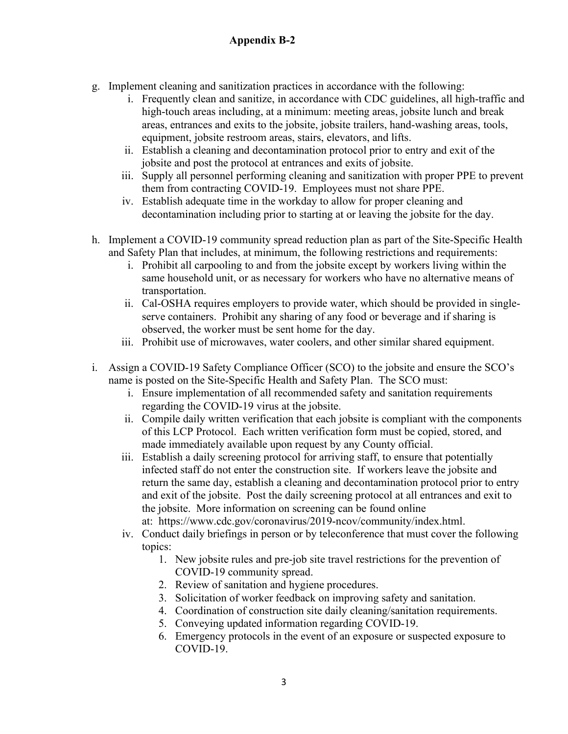**Appendix B-2**

g. Implement cleaning and sanitization practices in accordance with the following:
   i. Frequently clean and sanitize, in accordance with CDC guidelines, all high-traffic and high-touch areas including, at a minimum: meeting areas, jobsite lunch and break areas, entrances and exits to the jobsite, jobsite trailers, hand-washing areas, tools, equipment, jobsite restroom areas, stairs, elevators, and lifts.
   ii. Establish a cleaning and decontamination protocol prior to entry and exit of the jobsite and post the protocol at entrances and exits of jobsite.
   iii. Supply all personnel performing cleaning and sanitization with proper PPE to prevent them from contracting COVID-19. Employees must not share PPE.
   iv. Establish adequate time in the workday to allow for proper cleaning and decontamination including prior to starting at or leaving the jobsite for the day.

h. Implement a COVID-19 community spread reduction plan as part of the Site-Specific Health and Safety Plan that includes, at minimum, the following restrictions and requirements:
   i. Prohibit all carpooling to and from the jobsite except by workers living within the same household unit, or as necessary for workers who have no alternative means of transportation.
   ii. Cal-OSHA requires employers to provide water, which should be provided in single-serve containers. Prohibit any sharing of any food or beverage and if sharing is observed, the worker must be sent home for the day.
   iii. Prohibit use of microwaves, water coolers, and other similar shared equipment.

i. Assign a COVID-19 Safety Compliance Officer (SCO) to the jobsite and ensure the SCO's name is posted on the Site-Specific Health and Safety Plan. The SCO must:
   i. Ensure implementation of all recommended safety and sanitation requirements regarding the COVID-19 virus at the jobsite.
   ii. Compile daily written verification that each jobsite is compliant with the components of this LCP Protocol. Each written verification form must be copied, stored, and made immediately available upon request by any County official.
   iii. Establish a daily screening protocol for arriving staff, to ensure that potentially infected staff do not enter the construction site. If workers leave the jobsite and return the same day, establish a cleaning and decontamination protocol prior to entry and exit of the jobsite. Post the daily screening protocol at all entrances and exit to the jobsite. More information on screening can be found online at: https://www.cdc.gov/coronavirus/2019-ncov/community/index.html.
   iv. Conduct daily briefings in person or by teleconference that must cover the following topics:
      1. New jobsite rules and pre-job site travel restrictions for the prevention of COVID-19 community spread.
      2. Review of sanitation and hygiene procedures.
      3. Solicitation of worker feedback on improving safety and sanitation.
      4. Coordination of construction site daily cleaning/sanitation requirements.
      5. Conveying updated information regarding COVID-19.
      6. Emergency protocols in the event of an exposure or suspected exposure to COVID-19.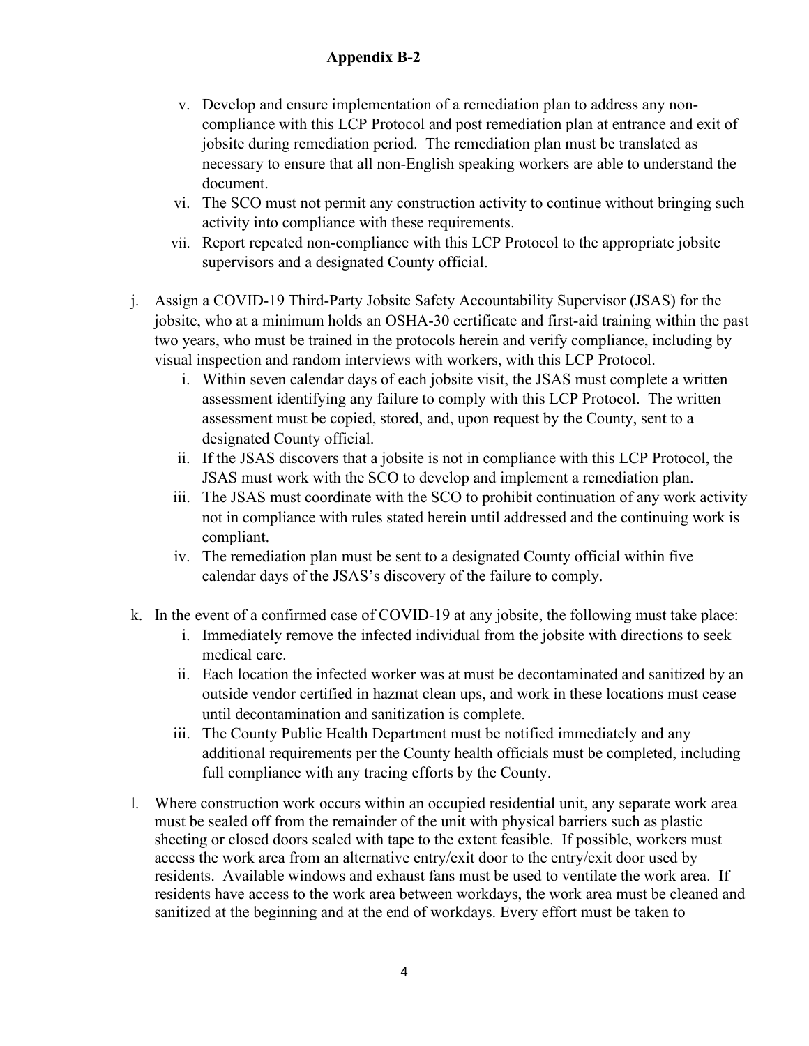**Appendix B-2**

   v. Develop and ensure implementation of a remediation plan to address any non-compliance with this LCP Protocol and post remediation plan at entrance and exit of jobsite during remediation period. The remediation plan must be translated as necessary to ensure that all non-English speaking workers are able to understand the document.
   vi. The SCO must not permit any construction activity to continue without bringing such activity into compliance with these requirements.
   vii. Report repeated non-compliance with this LCP Protocol to the appropriate jobsite supervisors and a designated County official.

j. Assign a COVID-19 Third-Party Jobsite Safety Accountability Supervisor (JSAS) for the jobsite, who at a minimum holds an OSHA-30 certificate and first-aid training within the past two years, who must be trained in the protocols herein and verify compliance, including by visual inspection and random interviews with workers, with this LCP Protocol.
   i. Within seven calendar days of each jobsite visit, the JSAS must complete a written assessment identifying any failure to comply with this LCP Protocol. The written assessment must be copied, stored, and, upon request by the County, sent to a designated County official.
   ii. If the JSAS discovers that a jobsite is not in compliance with this LCP Protocol, the JSAS must work with the SCO to develop and implement a remediation plan.
   iii. The JSAS must coordinate with the SCO to prohibit continuation of any work activity not in compliance with rules stated herein until addressed and the continuing work is compliant.
   iv. The remediation plan must be sent to a designated County official within five calendar days of the JSAS's discovery of the failure to comply.

k. In the event of a confirmed case of COVID-19 at any jobsite, the following must take place:
   i. Immediately remove the infected individual from the jobsite with directions to seek medical care.
   ii. Each location the infected worker was at must be decontaminated and sanitized by an outside vendor certified in hazmat clean ups, and work in these locations must cease until decontamination and sanitization is complete.
   iii. The County Public Health Department must be notified immediately and any additional requirements per the County health officials must be completed, including full compliance with any tracing efforts by the County.

l. Where construction work occurs within an occupied residential unit, any separate work area must be sealed off from the remainder of the unit with physical barriers such as plastic sheeting or closed doors sealed with tape to the extent feasible. If possible, workers must access the work area from an alternative entry/exit door to the entry/exit door used by residents. Available windows and exhaust fans must be used to ventilate the work area. If residents have access to the work area between workdays, the work area must be cleaned and sanitized at the beginning and at the end of workdays. Every effort must be taken to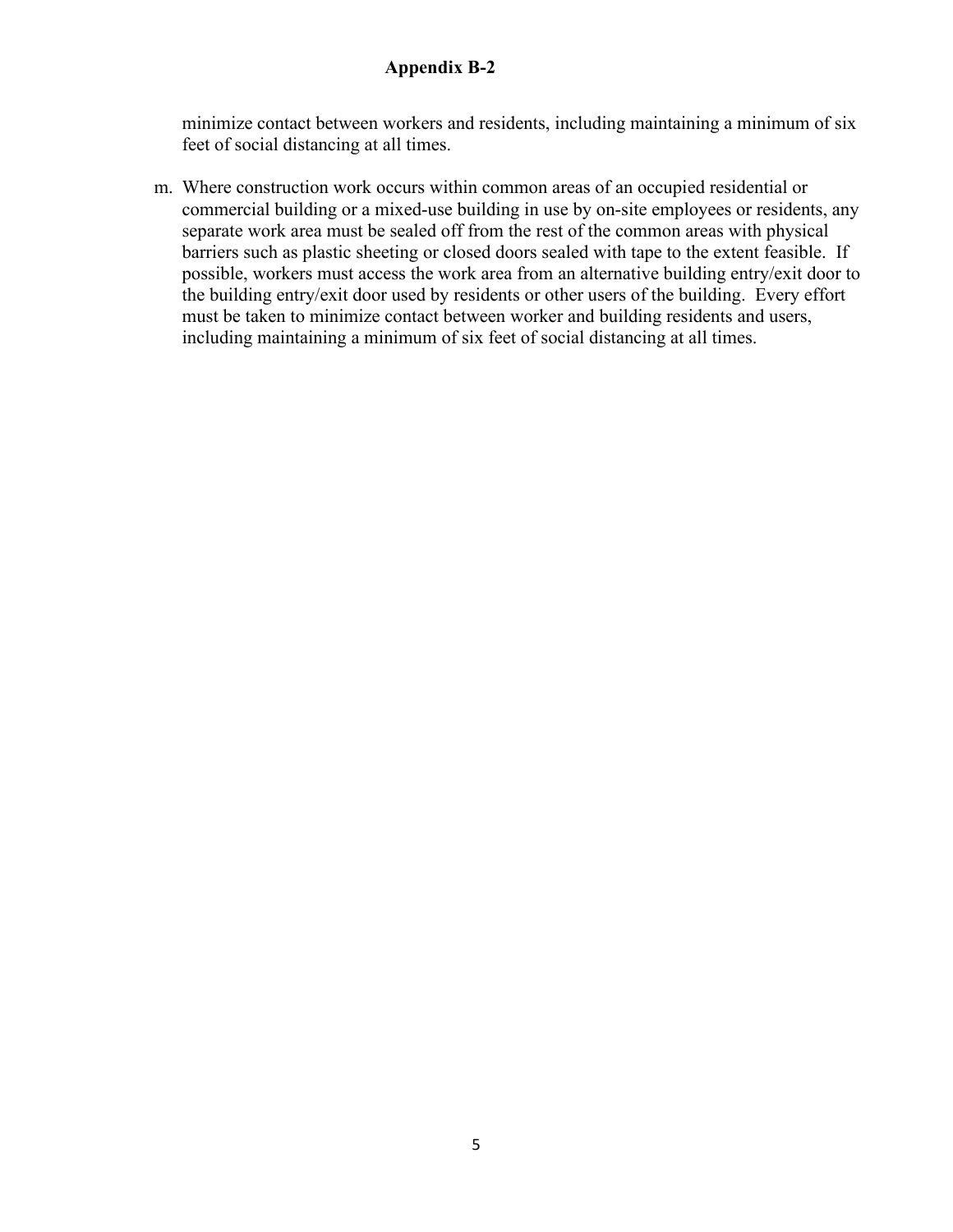minimize contact between workers and residents, including maintaining a minimum of six feet of social distancing at all times.

m. Where construction work occurs within common areas of an occupied residential or commercial building or a mixed-use building in use by on-site employees or residents, any separate work area must be sealed off from the rest of the common areas with physical barriers such as plastic sheeting or closed doors sealed with tape to the extent feasible. If possible, workers must access the work area from an alternative building entry/exit door to the building entry/exit door used by residents or other users of the building. Every effort must be taken to minimize contact between worker and building residents and users, including maintaining a minimum of six feet of social distancing at all times.